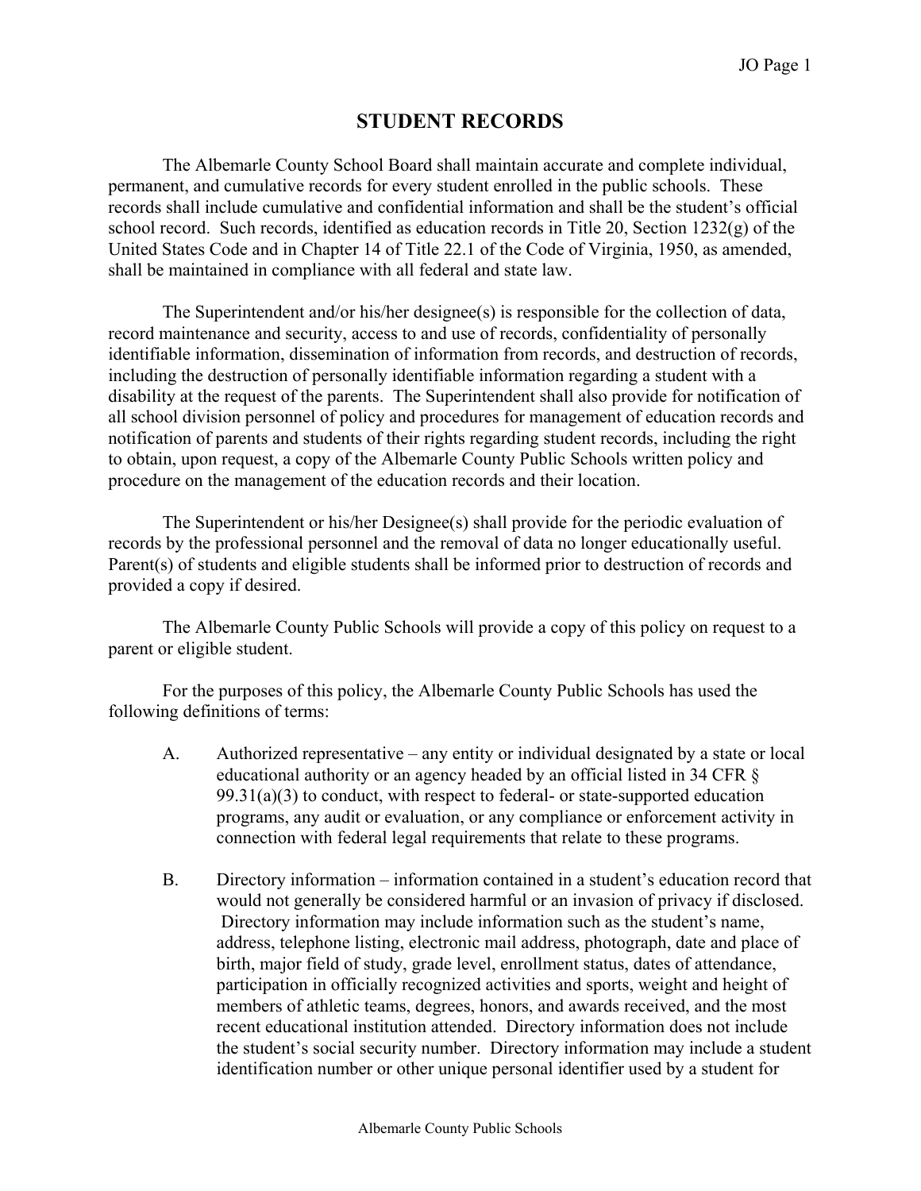# STUDENT RECORDS

The Albemarle County School Board shall maintain accurate and complete individual, permanent, and cumulative records for every student enrolled in the public schools. These records shall include cumulative and confidential information and shall be the student's official school record. Such records, identified as education records in Title 20, Section 1232(g) of the United States Code and in Chapter 14 of Title 22.1 of the Code of Virginia, 1950, as amended, shall be maintained in compliance with all federal and state law.

The Superintendent and/or his/her designee(s) is responsible for the collection of data, record maintenance and security, access to and use of records, confidentiality of personally identifiable information, dissemination of information from records, and destruction of records, including the destruction of personally identifiable information regarding a student with a disability at the request of the parents. The Superintendent shall also provide for notification of all school division personnel of policy and procedures for management of education records and notification of parents and students of their rights regarding student records, including the right to obtain, upon request, a copy of the Albemarle County Public Schools written policy and procedure on the management of the education records and their location.

The Superintendent or his/her Designee(s) shall provide for the periodic evaluation of records by the professional personnel and the removal of data no longer educationally useful. Parent(s) of students and eligible students shall be informed prior to destruction of records and provided a copy if desired.

The Albemarle County Public Schools will provide a copy of this policy on request to a parent or eligible student.

For the purposes of this policy, the Albemarle County Public Schools has used the following definitions of terms:

A. Authorized representative – any entity or individual designated by a state or local educational authority or an agency headed by an official listed in 34 CFR § 99.31(a)(3) to conduct, with respect to federal- or state-supported education programs, any audit or evaluation, or any compliance or enforcement activity in connection with federal legal requirements that relate to these programs.

B. Directory information – information contained in a student's education record that would not generally be considered harmful or an invasion of privacy if disclosed. Directory information may include information such as the student's name, address, telephone listing, electronic mail address, photograph, date and place of birth, major field of study, grade level, enrollment status, dates of attendance, participation in officially recognized activities and sports, weight and height of members of athletic teams, degrees, honors, and awards received, and the most recent educational institution attended. Directory information does not include the student's social security number. Directory information may include a student identification number or other unique personal identifier used by a student for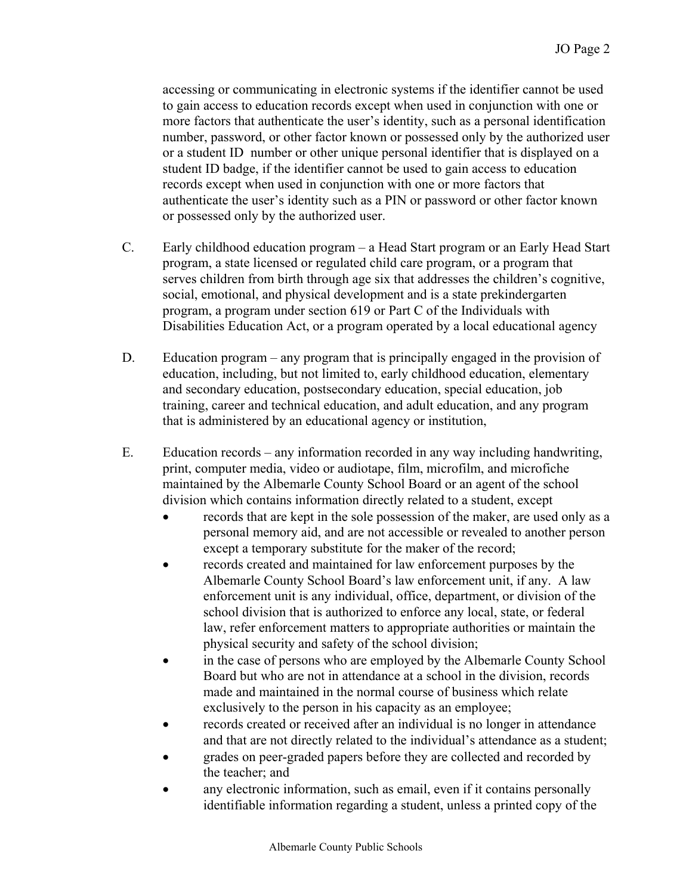accessing or communicating in electronic systems if the identifier cannot be used to gain access to education records except when used in conjunction with one or more factors that authenticate the user's identity, such as a personal identification number, password, or other factor known or possessed only by the authorized user or a student ID number or other unique personal identifier that is displayed on a student ID badge, if the identifier cannot be used to gain access to education records except when used in conjunction with one or more factors that authenticate the user's identity such as a PIN or password or other factor known or possessed only by the authorized user.

C. Early childhood education program – a Head Start program or an Early Head Start program, a state licensed or regulated child care program, or a program that serves children from birth through age six that addresses the children's cognitive, social, emotional, and physical development and is a state prekindergarten program, a program under section 619 or Part C of the Individuals with Disabilities Education Act, or a program operated by a local educational agency

D. Education program – any program that is principally engaged in the provision of education, including, but not limited to, early childhood education, elementary and secondary education, postsecondary education, special education, job training, career and technical education, and adult education, and any program that is administered by an educational agency or institution,

E. Education records – any information recorded in any way including handwriting, print, computer media, video or audiotape, film, microfilm, and microfiche maintained by the Albemarle County School Board or an agent of the school division which contains information directly related to a student, except

- records that are kept in the sole possession of the maker, are used only as a personal memory aid, and are not accessible or revealed to another person except a temporary substitute for the maker of the record;
- records created and maintained for law enforcement purposes by the Albemarle County School Board's law enforcement unit, if any. A law enforcement unit is any individual, office, department, or division of the school division that is authorized to enforce any local, state, or federal law, refer enforcement matters to appropriate authorities or maintain the physical security and safety of the school division;
- in the case of persons who are employed by the Albemarle County School Board but who are not in attendance at a school in the division, records made and maintained in the normal course of business which relate exclusively to the person in his capacity as an employee;
- records created or received after an individual is no longer in attendance and that are not directly related to the individual's attendance as a student;
- grades on peer-graded papers before they are collected and recorded by the teacher; and
- any electronic information, such as email, even if it contains personally identifiable information regarding a student, unless a printed copy of the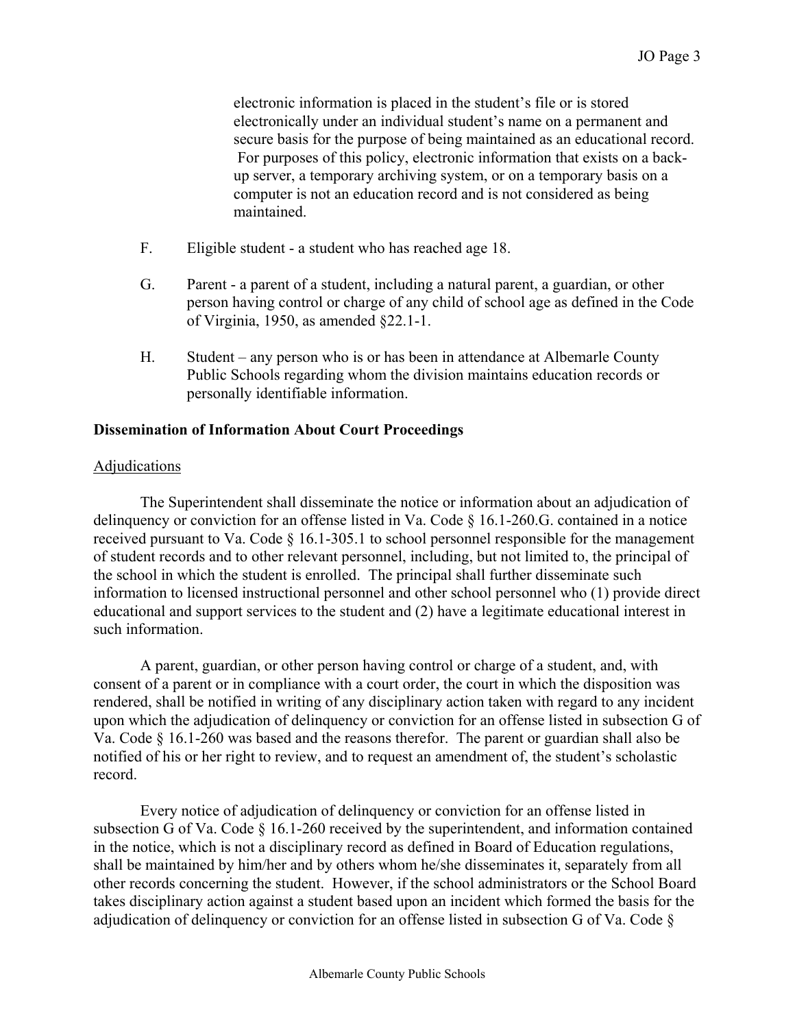electronic information is placed in the student's file or is stored electronically under an individual student's name on a permanent and secure basis for the purpose of being maintained as an educational record. For purposes of this policy, electronic information that exists on a back-up server, a temporary archiving system, or on a temporary basis on a computer is not an education record and is not considered as being maintained.

F. Eligible student - a student who has reached age 18.

G. Parent - a parent of a student, including a natural parent, a guardian, or other person having control or charge of any child of school age as defined in the Code of Virginia, 1950, as amended §22.1-1.

H. Student – any person who is or has been in attendance at Albemarle County Public Schools regarding whom the division maintains education records or personally identifiable information.

**Dissemination of Information About Court Proceedings**

Adjudications

The Superintendent shall disseminate the notice or information about an adjudication of delinquency or conviction for an offense listed in Va. Code § 16.1-260.G. contained in a notice received pursuant to Va. Code § 16.1-305.1 to school personnel responsible for the management of student records and to other relevant personnel, including, but not limited to, the principal of the school in which the student is enrolled. The principal shall further disseminate such information to licensed instructional personnel and other school personnel who (1) provide direct educational and support services to the student and (2) have a legitimate educational interest in such information.

A parent, guardian, or other person having control or charge of a student, and, with consent of a parent or in compliance with a court order, the court in which the disposition was rendered, shall be notified in writing of any disciplinary action taken with regard to any incident upon which the adjudication of delinquency or conviction for an offense listed in subsection G of Va. Code § 16.1-260 was based and the reasons therefor. The parent or guardian shall also be notified of his or her right to review, and to request an amendment of, the student's scholastic record.

Every notice of adjudication of delinquency or conviction for an offense listed in subsection G of Va. Code § 16.1-260 received by the superintendent, and information contained in the notice, which is not a disciplinary record as defined in Board of Education regulations, shall be maintained by him/her and by others whom he/she disseminates it, separately from all other records concerning the student. However, if the school administrators or the School Board takes disciplinary action against a student based upon an incident which formed the basis for the adjudication of delinquency or conviction for an offense listed in subsection G of Va. Code §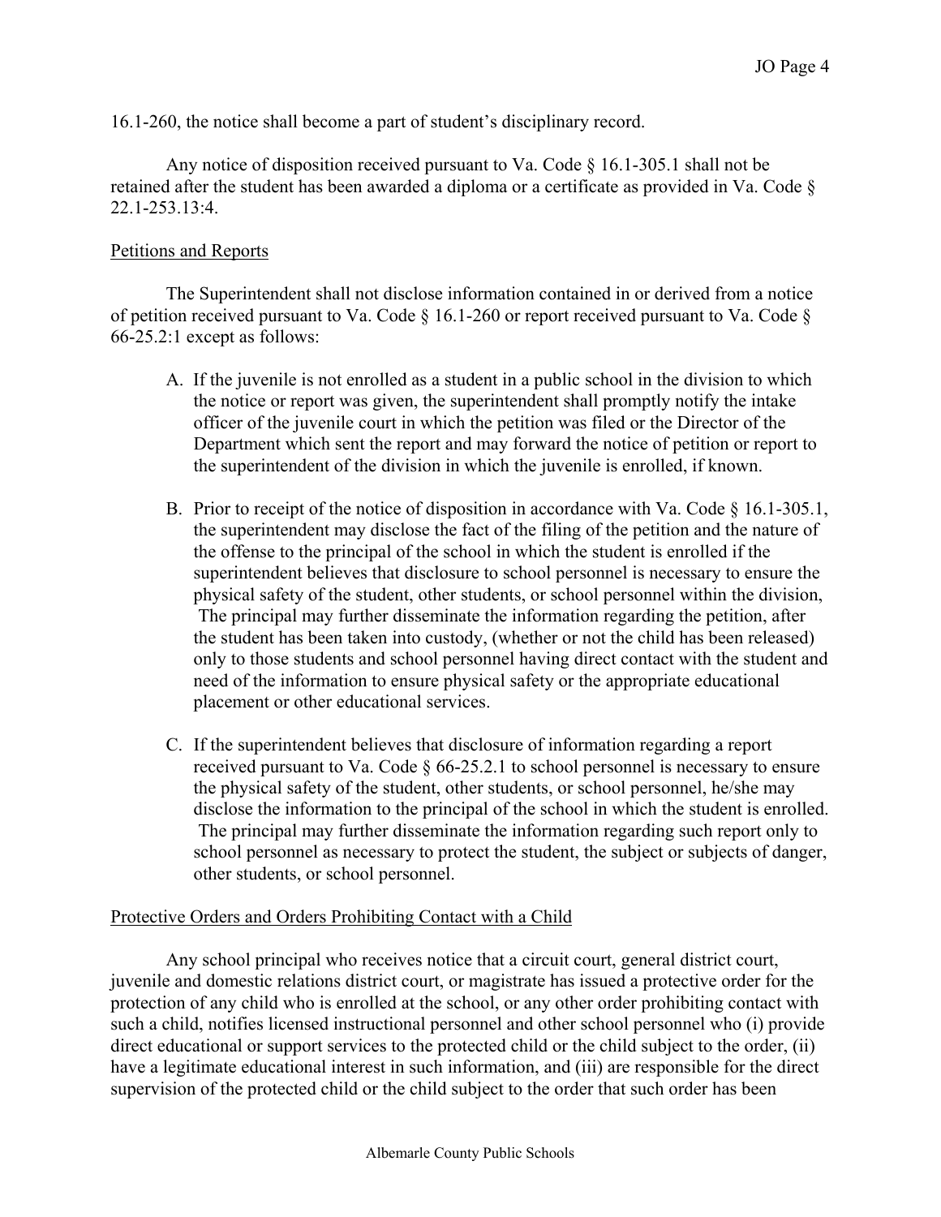16.1-260, the notice shall become a part of student's disciplinary record.

Any notice of disposition received pursuant to Va. Code § 16.1-305.1 shall not be retained after the student has been awarded a diploma or a certificate as provided in Va. Code § 22.1-253.13:4.

Petitions and Reports

The Superintendent shall not disclose information contained in or derived from a notice of petition received pursuant to Va. Code § 16.1-260 or report received pursuant to Va. Code § 66-25.2:1 except as follows:

A. If the juvenile is not enrolled as a student in a public school in the division to which the notice or report was given, the superintendent shall promptly notify the intake officer of the juvenile court in which the petition was filed or the Director of the Department which sent the report and may forward the notice of petition or report to the superintendent of the division in which the juvenile is enrolled, if known.

B. Prior to receipt of the notice of disposition in accordance with Va. Code § 16.1-305.1, the superintendent may disclose the fact of the filing of the petition and the nature of the offense to the principal of the school in which the student is enrolled if the superintendent believes that disclosure to school personnel is necessary to ensure the physical safety of the student, other students, or school personnel within the division, The principal may further disseminate the information regarding the petition, after the student has been taken into custody, (whether or not the child has been released) only to those students and school personnel having direct contact with the student and need of the information to ensure physical safety or the appropriate educational placement or other educational services.

C. If the superintendent believes that disclosure of information regarding a report received pursuant to Va. Code § 66-25.2.1 to school personnel is necessary to ensure the physical safety of the student, other students, or school personnel, he/she may disclose the information to the principal of the school in which the student is enrolled. The principal may further disseminate the information regarding such report only to school personnel as necessary to protect the student, the subject or subjects of danger, other students, or school personnel.

Protective Orders and Orders Prohibiting Contact with a Child

Any school principal who receives notice that a circuit court, general district court, juvenile and domestic relations district court, or magistrate has issued a protective order for the protection of any child who is enrolled at the school, or any other order prohibiting contact with such a child, notifies licensed instructional personnel and other school personnel who (i) provide direct educational or support services to the protected child or the child subject to the order, (ii) have a legitimate educational interest in such information, and (iii) are responsible for the direct supervision of the protected child or the child subject to the order that such order has been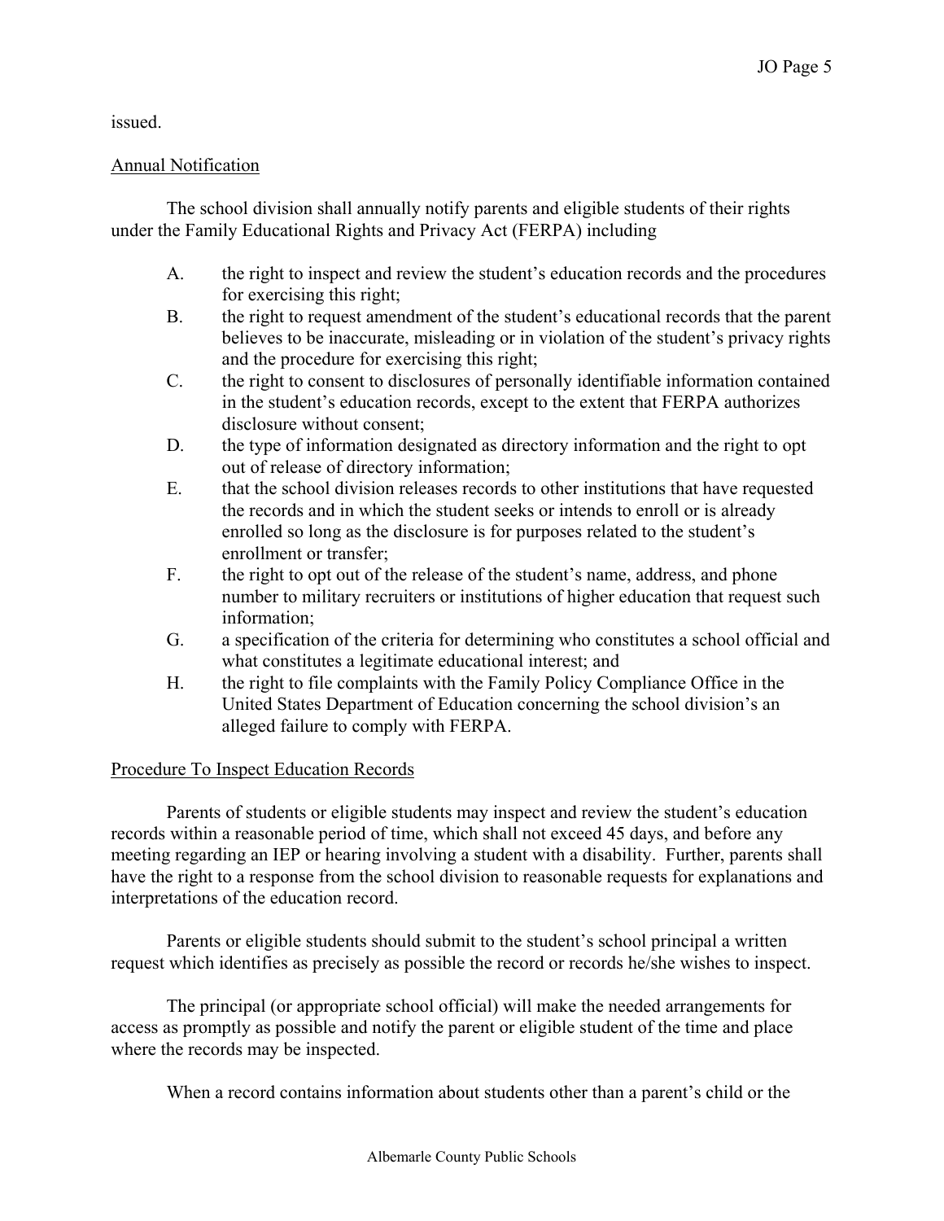issued.

## Annual Notification

The school division shall annually notify parents and eligible students of their rights under the Family Educational Rights and Privacy Act (FERPA) including

A. the right to inspect and review the student's education records and the procedures for exercising this right;

B. the right to request amendment of the student's educational records that the parent believes to be inaccurate, misleading or in violation of the student's privacy rights and the procedure for exercising this right;

C. the right to consent to disclosures of personally identifiable information contained in the student's education records, except to the extent that FERPA authorizes disclosure without consent;

D. the type of information designated as directory information and the right to opt out of release of directory information;

E. that the school division releases records to other institutions that have requested the records and in which the student seeks or intends to enroll or is already enrolled so long as the disclosure is for purposes related to the student's enrollment or transfer;

F. the right to opt out of the release of the student's name, address, and phone number to military recruiters or institutions of higher education that request such information;

G. a specification of the criteria for determining who constitutes a school official and what constitutes a legitimate educational interest; and

H. the right to file complaints with the Family Policy Compliance Office in the United States Department of Education concerning the school division's an alleged failure to comply with FERPA.

## Procedure To Inspect Education Records

Parents of students or eligible students may inspect and review the student's education records within a reasonable period of time, which shall not exceed 45 days, and before any meeting regarding an IEP or hearing involving a student with a disability. Further, parents shall have the right to a response from the school division to reasonable requests for explanations and interpretations of the education record.

Parents or eligible students should submit to the student's school principal a written request which identifies as precisely as possible the record or records he/she wishes to inspect.

The principal (or appropriate school official) will make the needed arrangements for access as promptly as possible and notify the parent or eligible student of the time and place where the records may be inspected.

When a record contains information about students other than a parent's child or the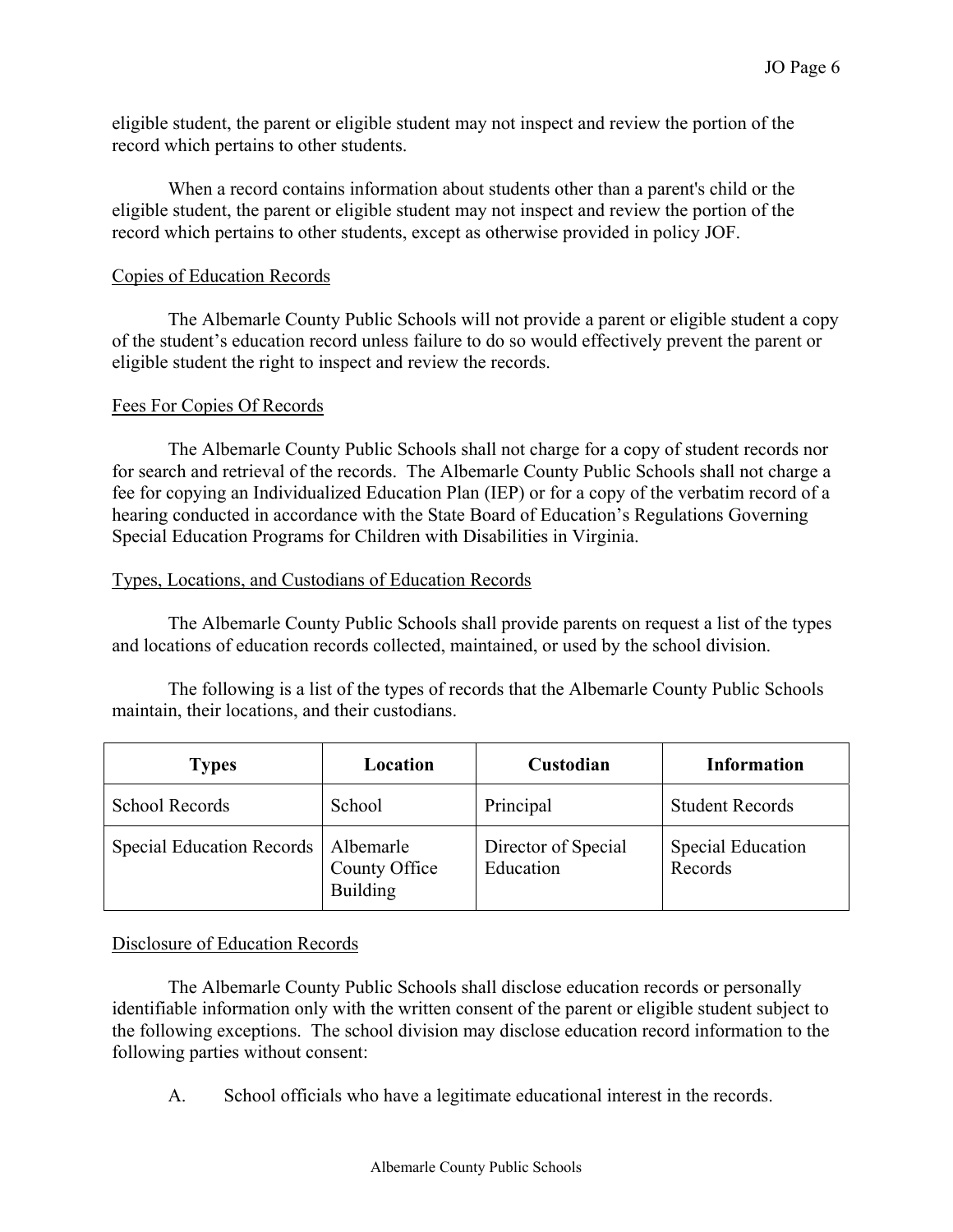eligible student, the parent or eligible student may not inspect and review the portion of the record which pertains to other students.

When a record contains information about students other than a parent's child or the eligible student, the parent or eligible student may not inspect and review the portion of the record which pertains to other students, except as otherwise provided in policy JOF.

Copies of Education Records

The Albemarle County Public Schools will not provide a parent or eligible student a copy of the student's education record unless failure to do so would effectively prevent the parent or eligible student the right to inspect and review the records.

Fees For Copies Of Records

The Albemarle County Public Schools shall not charge for a copy of student records nor for search and retrieval of the records. The Albemarle County Public Schools shall not charge a fee for copying an Individualized Education Plan (IEP) or for a copy of the verbatim record of a hearing conducted in accordance with the State Board of Education's Regulations Governing Special Education Programs for Children with Disabilities in Virginia.

Types, Locations, and Custodians of Education Records

The Albemarle County Public Schools shall provide parents on request a list of the types and locations of education records collected, maintained, or used by the school division.

The following is a list of the types of records that the Albemarle County Public Schools maintain, their locations, and their custodians.

| Types | Location | Custodian | Information |
|---|---|---|---|
| School Records | School | Principal | Student Records |
| Special Education Records | Albemarle County Office Building | Director of Special Education | Special Education Records |

Disclosure of Education Records

The Albemarle County Public Schools shall disclose education records or personally identifiable information only with the written consent of the parent or eligible student subject to the following exceptions. The school division may disclose education record information to the following parties without consent:

A. School officials who have a legitimate educational interest in the records.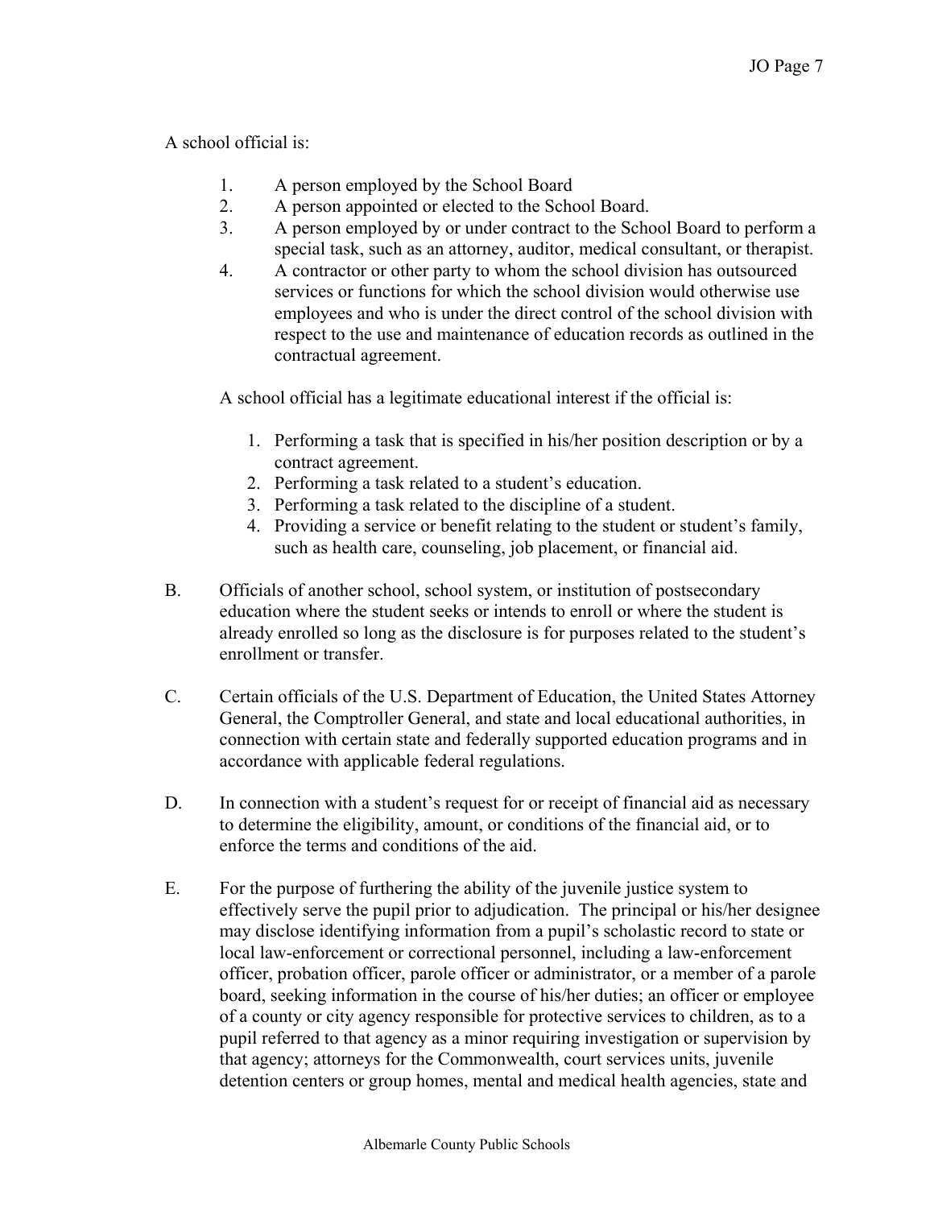A school official is:

1. A person employed by the School Board
2. A person appointed or elected to the School Board.
3. A person employed by or under contract to the School Board to perform a special task, such as an attorney, auditor, medical consultant, or therapist.
4. A contractor or other party to whom the school division has outsourced services or functions for which the school division would otherwise use employees and who is under the direct control of the school division with respect to the use and maintenance of education records as outlined in the contractual agreement.

A school official has a legitimate educational interest if the official is:

1. Performing a task that is specified in his/her position description or by a contract agreement.
2. Performing a task related to a student's education.
3. Performing a task related to the discipline of a student.
4. Providing a service or benefit relating to the student or student's family, such as health care, counseling, job placement, or financial aid.

B. Officials of another school, school system, or institution of postsecondary education where the student seeks or intends to enroll or where the student is already enrolled so long as the disclosure is for purposes related to the student's enrollment or transfer.

C. Certain officials of the U.S. Department of Education, the United States Attorney General, the Comptroller General, and state and local educational authorities, in connection with certain state and federally supported education programs and in accordance with applicable federal regulations.

D. In connection with a student's request for or receipt of financial aid as necessary to determine the eligibility, amount, or conditions of the financial aid, or to enforce the terms and conditions of the aid.

E. For the purpose of furthering the ability of the juvenile justice system to effectively serve the pupil prior to adjudication. The principal or his/her designee may disclose identifying information from a pupil's scholastic record to state or local law-enforcement or correctional personnel, including a law-enforcement officer, probation officer, parole officer or administrator, or a member of a parole board, seeking information in the course of his/her duties; an officer or employee of a county or city agency responsible for protective services to children, as to a pupil referred to that agency as a minor requiring investigation or supervision by that agency; attorneys for the Commonwealth, court services units, juvenile detention centers or group homes, mental and medical health agencies, state and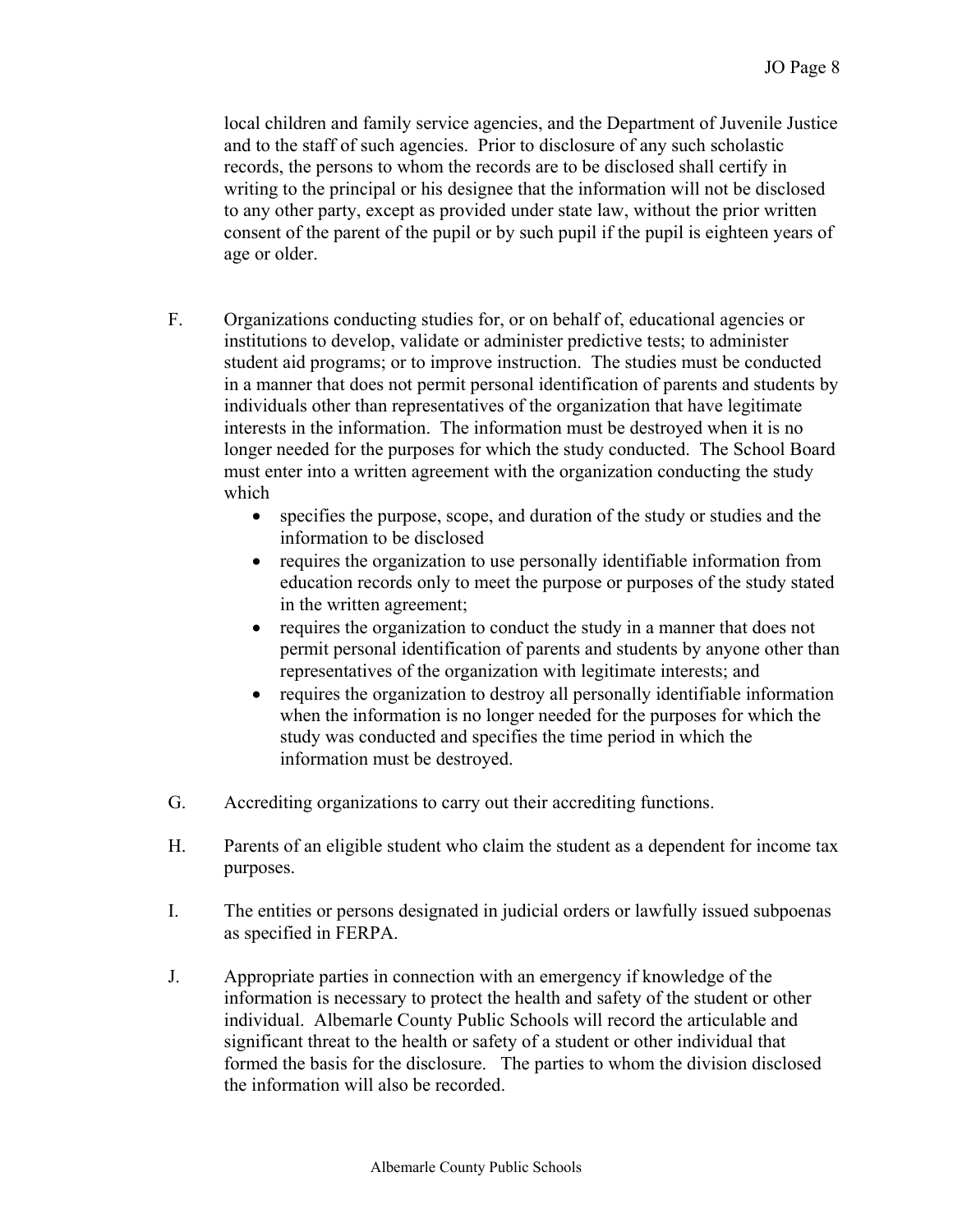local children and family service agencies, and the Department of Juvenile Justice and to the staff of such agencies. Prior to disclosure of any such scholastic records, the persons to whom the records are to be disclosed shall certify in writing to the principal or his designee that the information will not be disclosed to any other party, except as provided under state law, without the prior written consent of the parent of the pupil or by such pupil if the pupil is eighteen years of age or older.

F. Organizations conducting studies for, or on behalf of, educational agencies or institutions to develop, validate or administer predictive tests; to administer student aid programs; or to improve instruction. The studies must be conducted in a manner that does not permit personal identification of parents and students by individuals other than representatives of the organization that have legitimate interests in the information. The information must be destroyed when it is no longer needed for the purposes for which the study conducted. The School Board must enter into a written agreement with the organization conducting the study which

- specifies the purpose, scope, and duration of the study or studies and the information to be disclosed
- requires the organization to use personally identifiable information from education records only to meet the purpose or purposes of the study stated in the written agreement;
- requires the organization to conduct the study in a manner that does not permit personal identification of parents and students by anyone other than representatives of the organization with legitimate interests; and
- requires the organization to destroy all personally identifiable information when the information is no longer needed for the purposes for which the study was conducted and specifies the time period in which the information must be destroyed.

G. Accrediting organizations to carry out their accrediting functions.

H. Parents of an eligible student who claim the student as a dependent for income tax purposes.

I. The entities or persons designated in judicial orders or lawfully issued subpoenas as specified in FERPA.

J. Appropriate parties in connection with an emergency if knowledge of the information is necessary to protect the health and safety of the student or other individual. Albemarle County Public Schools will record the articulable and significant threat to the health or safety of a student or other individual that formed the basis for the disclosure. The parties to whom the division disclosed the information will also be recorded.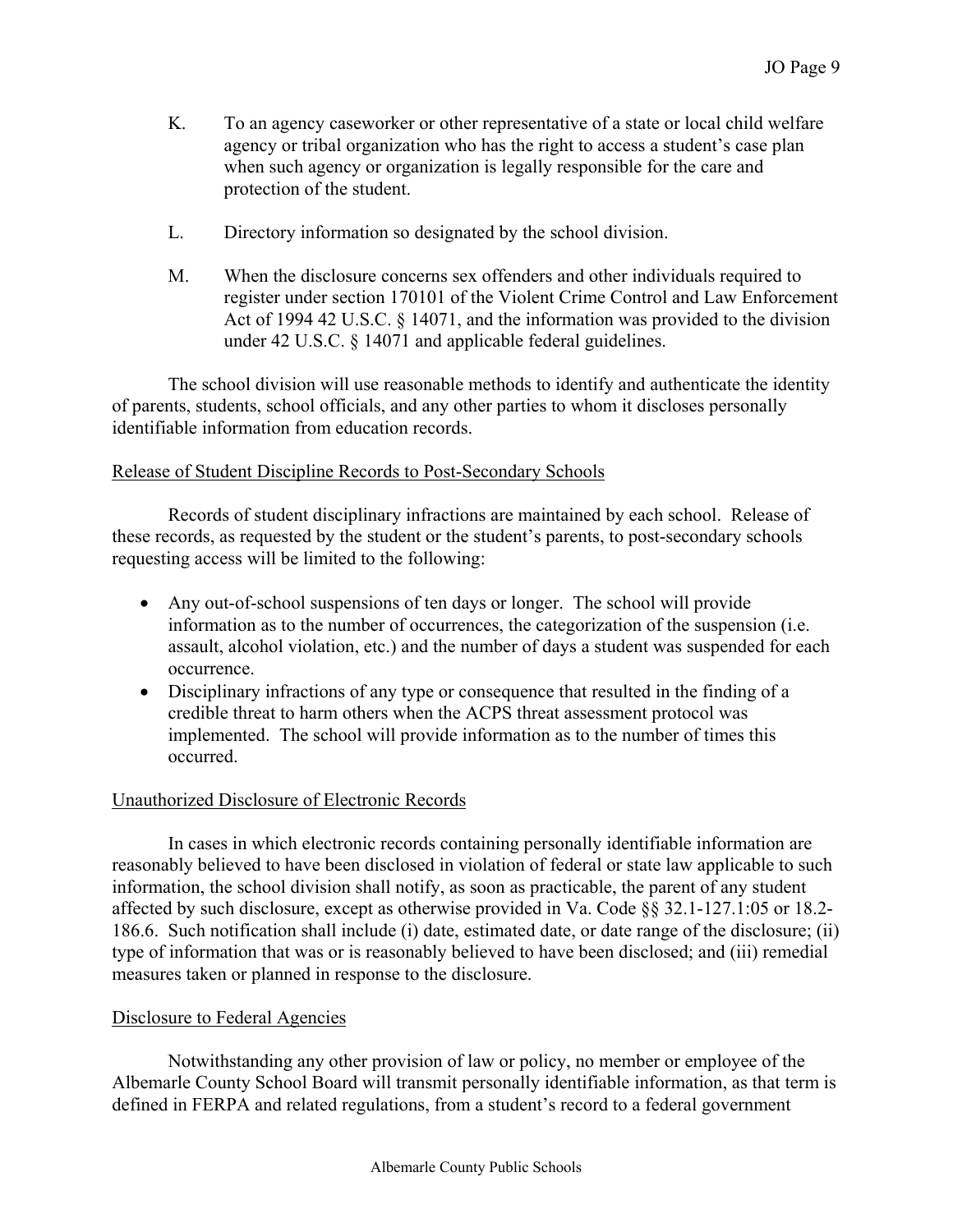K. To an agency caseworker or other representative of a state or local child welfare agency or tribal organization who has the right to access a student's case plan when such agency or organization is legally responsible for the care and protection of the student.

L. Directory information so designated by the school division.

M. When the disclosure concerns sex offenders and other individuals required to register under section 170101 of the Violent Crime Control and Law Enforcement Act of 1994 42 U.S.C. § 14071, and the information was provided to the division under 42 U.S.C. § 14071 and applicable federal guidelines.

The school division will use reasonable methods to identify and authenticate the identity of parents, students, school officials, and any other parties to whom it discloses personally identifiable information from education records.

Release of Student Discipline Records to Post-Secondary Schools

Records of student disciplinary infractions are maintained by each school. Release of these records, as requested by the student or the student's parents, to post-secondary schools requesting access will be limited to the following:

- Any out-of-school suspensions of ten days or longer. The school will provide information as to the number of occurrences, the categorization of the suspension (i.e. assault, alcohol violation, etc.) and the number of days a student was suspended for each occurrence.
- Disciplinary infractions of any type or consequence that resulted in the finding of a credible threat to harm others when the ACPS threat assessment protocol was implemented. The school will provide information as to the number of times this occurred.

Unauthorized Disclosure of Electronic Records

In cases in which electronic records containing personally identifiable information are reasonably believed to have been disclosed in violation of federal or state law applicable to such information, the school division shall notify, as soon as practicable, the parent of any student affected by such disclosure, except as otherwise provided in Va. Code §§ 32.1-127.1:05 or 18.2-186.6. Such notification shall include (i) date, estimated date, or date range of the disclosure; (ii) type of information that was or is reasonably believed to have been disclosed; and (iii) remedial measures taken or planned in response to the disclosure.

Disclosure to Federal Agencies

Notwithstanding any other provision of law or policy, no member or employee of the Albemarle County School Board will transmit personally identifiable information, as that term is defined in FERPA and related regulations, from a student's record to a federal government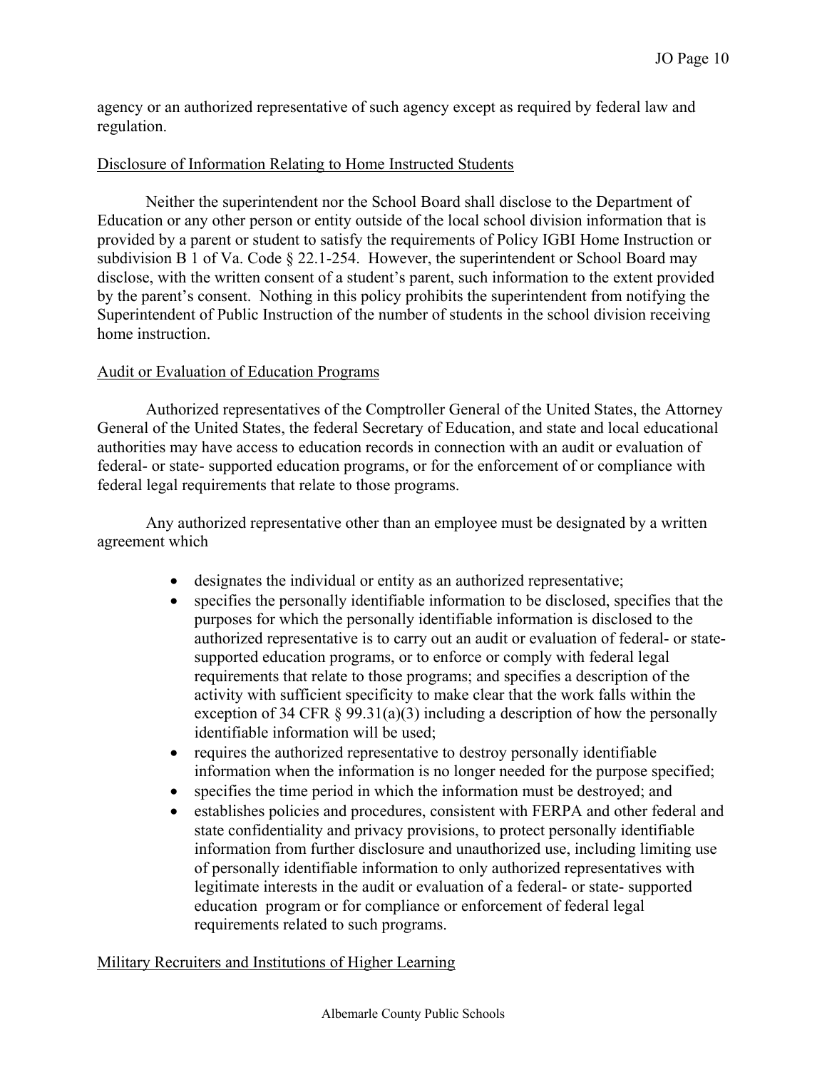agency or an authorized representative of such agency except as required by federal law and regulation.

Disclosure of Information Relating to Home Instructed Students

Neither the superintendent nor the School Board shall disclose to the Department of Education or any other person or entity outside of the local school division information that is provided by a parent or student to satisfy the requirements of Policy IGBI Home Instruction or subdivision B 1 of Va. Code § 22.1-254. However, the superintendent or School Board may disclose, with the written consent of a student's parent, such information to the extent provided by the parent's consent. Nothing in this policy prohibits the superintendent from notifying the Superintendent of Public Instruction of the number of students in the school division receiving home instruction.

Audit or Evaluation of Education Programs

Authorized representatives of the Comptroller General of the United States, the Attorney General of the United States, the federal Secretary of Education, and state and local educational authorities may have access to education records in connection with an audit or evaluation of federal- or state- supported education programs, or for the enforcement of or compliance with federal legal requirements that relate to those programs.

Any authorized representative other than an employee must be designated by a written agreement which

- designates the individual or entity as an authorized representative;
- specifies the personally identifiable information to be disclosed, specifies that the purposes for which the personally identifiable information is disclosed to the authorized representative is to carry out an audit or evaluation of federal- or state-supported education programs, or to enforce or comply with federal legal requirements that relate to those programs; and specifies a description of the activity with sufficient specificity to make clear that the work falls within the exception of 34 CFR § 99.31(a)(3) including a description of how the personally identifiable information will be used;
- requires the authorized representative to destroy personally identifiable information when the information is no longer needed for the purpose specified;
- specifies the time period in which the information must be destroyed; and
- establishes policies and procedures, consistent with FERPA and other federal and state confidentiality and privacy provisions, to protect personally identifiable information from further disclosure and unauthorized use, including limiting use of personally identifiable information to only authorized representatives with legitimate interests in the audit or evaluation of a federal- or state- supported education program or for compliance or enforcement of federal legal requirements related to such programs.

Military Recruiters and Institutions of Higher Learning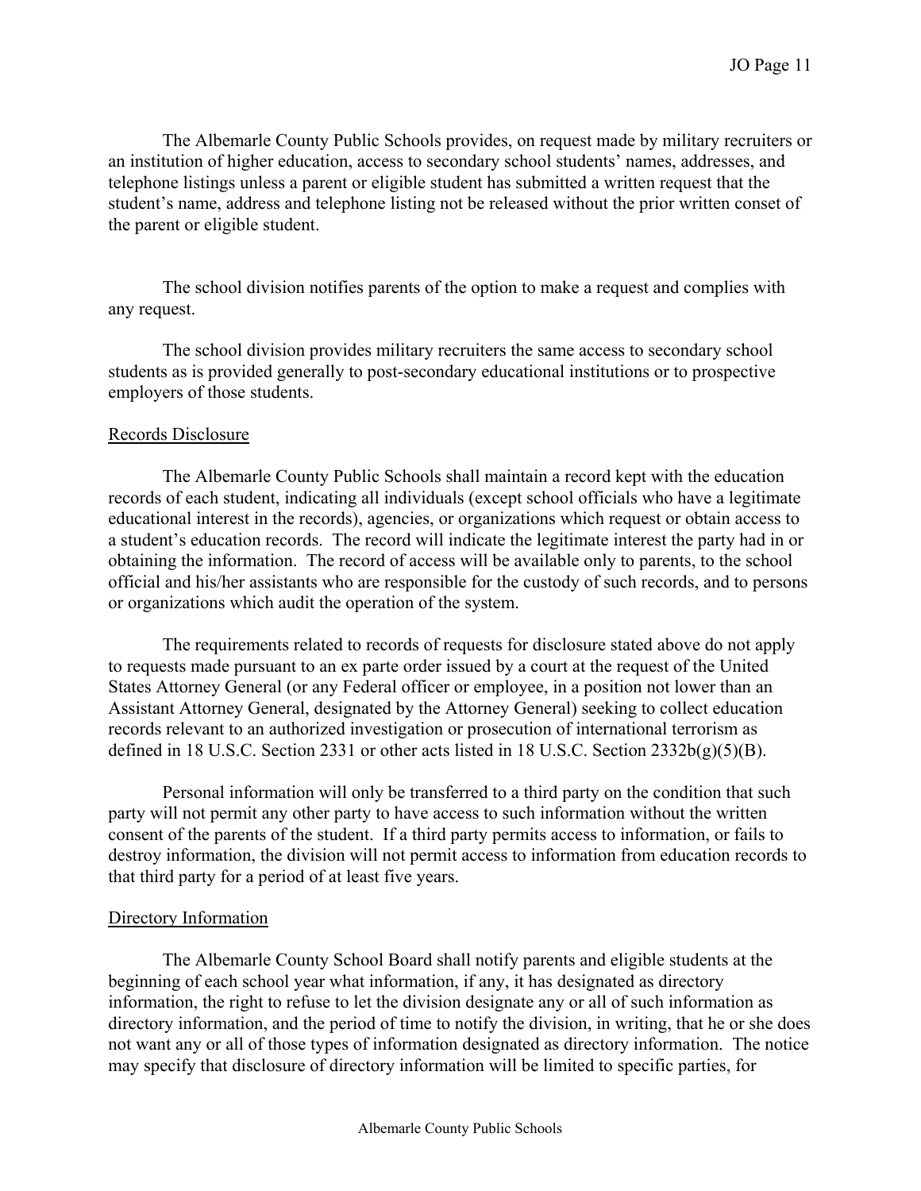The Albemarle County Public Schools provides, on request made by military recruiters or an institution of higher education, access to secondary school students' names, addresses, and telephone listings unless a parent or eligible student has submitted a written request that the student's name, address and telephone listing not be released without the prior written conset of the parent or eligible student.

The school division notifies parents of the option to make a request and complies with any request.

The school division provides military recruiters the same access to secondary school students as is provided generally to post-secondary educational institutions or to prospective employers of those students.

## Records Disclosure

The Albemarle County Public Schools shall maintain a record kept with the education records of each student, indicating all individuals (except school officials who have a legitimate educational interest in the records), agencies, or organizations which request or obtain access to a student's education records. The record will indicate the legitimate interest the party had in or obtaining the information. The record of access will be available only to parents, to the school official and his/her assistants who are responsible for the custody of such records, and to persons or organizations which audit the operation of the system.

The requirements related to records of requests for disclosure stated above do not apply to requests made pursuant to an ex parte order issued by a court at the request of the United States Attorney General (or any Federal officer or employee, in a position not lower than an Assistant Attorney General, designated by the Attorney General) seeking to collect education records relevant to an authorized investigation or prosecution of international terrorism as defined in 18 U.S.C. Section 2331 or other acts listed in 18 U.S.C. Section 2332b(g)(5)(B).

Personal information will only be transferred to a third party on the condition that such party will not permit any other party to have access to such information without the written consent of the parents of the student. If a third party permits access to information, or fails to destroy information, the division will not permit access to information from education records to that third party for a period of at least five years.

## Directory Information

The Albemarle County School Board shall notify parents and eligible students at the beginning of each school year what information, if any, it has designated as directory information, the right to refuse to let the division designate any or all of such information as directory information, and the period of time to notify the division, in writing, that he or she does not want any or all of those types of information designated as directory information. The notice may specify that disclosure of directory information will be limited to specific parties, for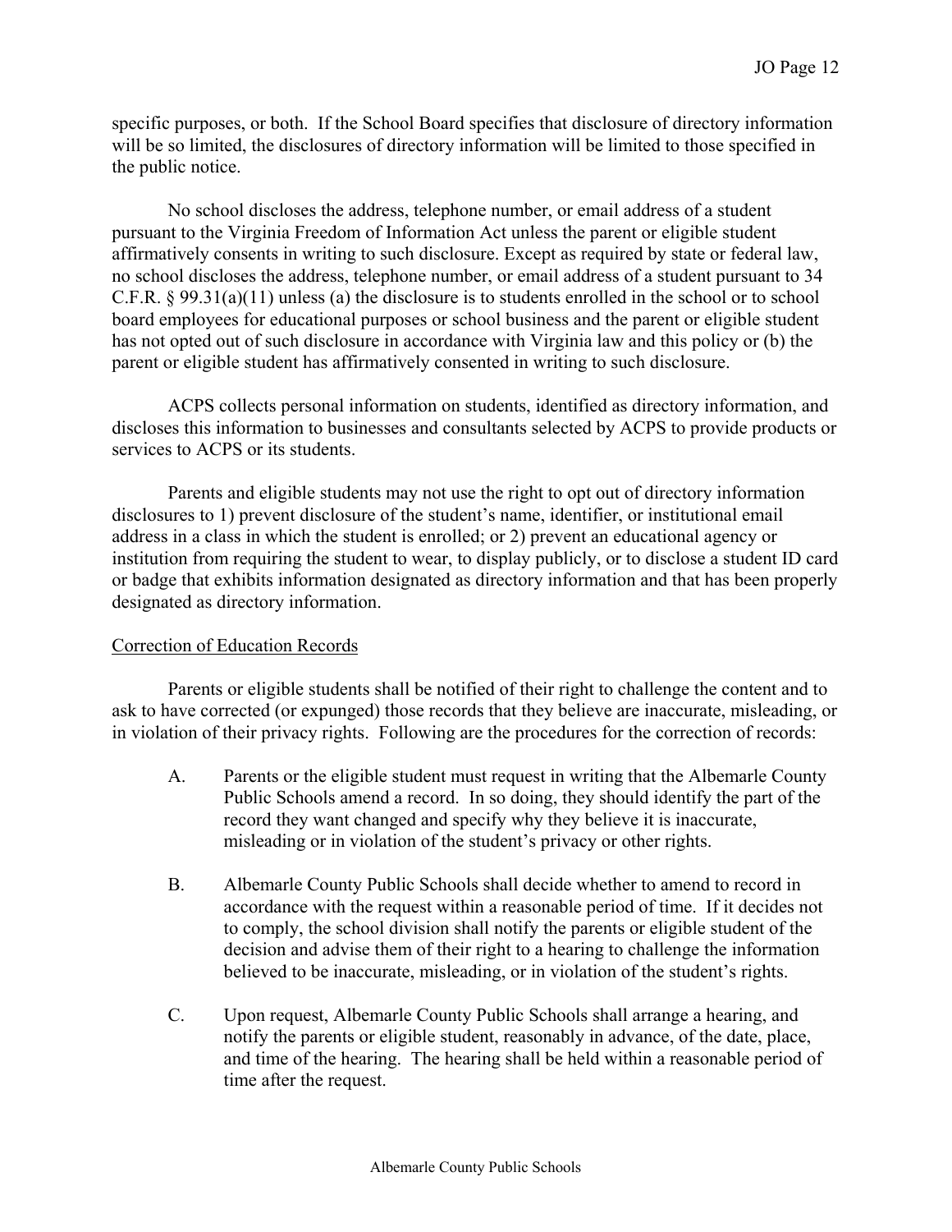specific purposes, or both. If the School Board specifies that disclosure of directory information will be so limited, the disclosures of directory information will be limited to those specified in the public notice.

No school discloses the address, telephone number, or email address of a student pursuant to the Virginia Freedom of Information Act unless the parent or eligible student affirmatively consents in writing to such disclosure. Except as required by state or federal law, no school discloses the address, telephone number, or email address of a student pursuant to 34 C.F.R. § 99.31(a)(11) unless (a) the disclosure is to students enrolled in the school or to school board employees for educational purposes or school business and the parent or eligible student has not opted out of such disclosure in accordance with Virginia law and this policy or (b) the parent or eligible student has affirmatively consented in writing to such disclosure.

ACPS collects personal information on students, identified as directory information, and discloses this information to businesses and consultants selected by ACPS to provide products or services to ACPS or its students.

Parents and eligible students may not use the right to opt out of directory information disclosures to 1) prevent disclosure of the student's name, identifier, or institutional email address in a class in which the student is enrolled; or 2) prevent an educational agency or institution from requiring the student to wear, to display publicly, or to disclose a student ID card or badge that exhibits information designated as directory information and that has been properly designated as directory information.

<u>Correction of Education Records</u>

Parents or eligible students shall be notified of their right to challenge the content and to ask to have corrected (or expunged) those records that they believe are inaccurate, misleading, or in violation of their privacy rights. Following are the procedures for the correction of records:

A. Parents or the eligible student must request in writing that the Albemarle County Public Schools amend a record. In so doing, they should identify the part of the record they want changed and specify why they believe it is inaccurate, misleading or in violation of the student's privacy or other rights.

B. Albemarle County Public Schools shall decide whether to amend to record in accordance with the request within a reasonable period of time. If it decides not to comply, the school division shall notify the parents or eligible student of the decision and advise them of their right to a hearing to challenge the information believed to be inaccurate, misleading, or in violation of the student's rights.

C. Upon request, Albemarle County Public Schools shall arrange a hearing, and notify the parents or eligible student, reasonably in advance, of the date, place, and time of the hearing. The hearing shall be held within a reasonable period of time after the request.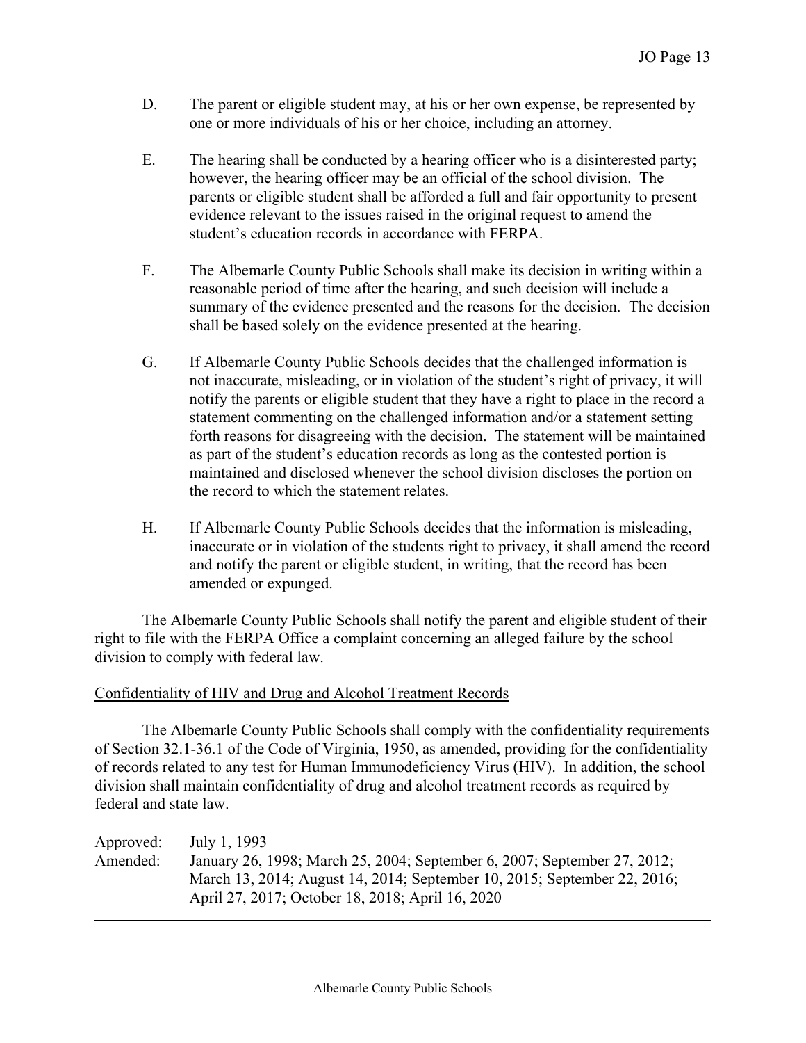D. The parent or eligible student may, at his or her own expense, be represented by one or more individuals of his or her choice, including an attorney.

E. The hearing shall be conducted by a hearing officer who is a disinterested party; however, the hearing officer may be an official of the school division. The parents or eligible student shall be afforded a full and fair opportunity to present evidence relevant to the issues raised in the original request to amend the student's education records in accordance with FERPA.

F. The Albemarle County Public Schools shall make its decision in writing within a reasonable period of time after the hearing, and such decision will include a summary of the evidence presented and the reasons for the decision. The decision shall be based solely on the evidence presented at the hearing.

G. If Albemarle County Public Schools decides that the challenged information is not inaccurate, misleading, or in violation of the student's right of privacy, it will notify the parents or eligible student that they have a right to place in the record a statement commenting on the challenged information and/or a statement setting forth reasons for disagreeing with the decision. The statement will be maintained as part of the student's education records as long as the contested portion is maintained and disclosed whenever the school division discloses the portion on the record to which the statement relates.

H. If Albemarle County Public Schools decides that the information is misleading, inaccurate or in violation of the students right to privacy, it shall amend the record and notify the parent or eligible student, in writing, that the record has been amended or expunged.

The Albemarle County Public Schools shall notify the parent and eligible student of their right to file with the FERPA Office a complaint concerning an alleged failure by the school division to comply with federal law.

Confidentiality of HIV and Drug and Alcohol Treatment Records

The Albemarle County Public Schools shall comply with the confidentiality requirements of Section 32.1-36.1 of the Code of Virginia, 1950, as amended, providing for the confidentiality of records related to any test for Human Immunodeficiency Virus (HIV). In addition, the school division shall maintain confidentiality of drug and alcohol treatment records as required by federal and state law.

Approved: July 1, 1993
Amended: January 26, 1998; March 25, 2004; September 6, 2007; September 27, 2012; March 13, 2014; August 14, 2014; September 10, 2015; September 22, 2016; April 27, 2017; October 18, 2018; April 16, 2020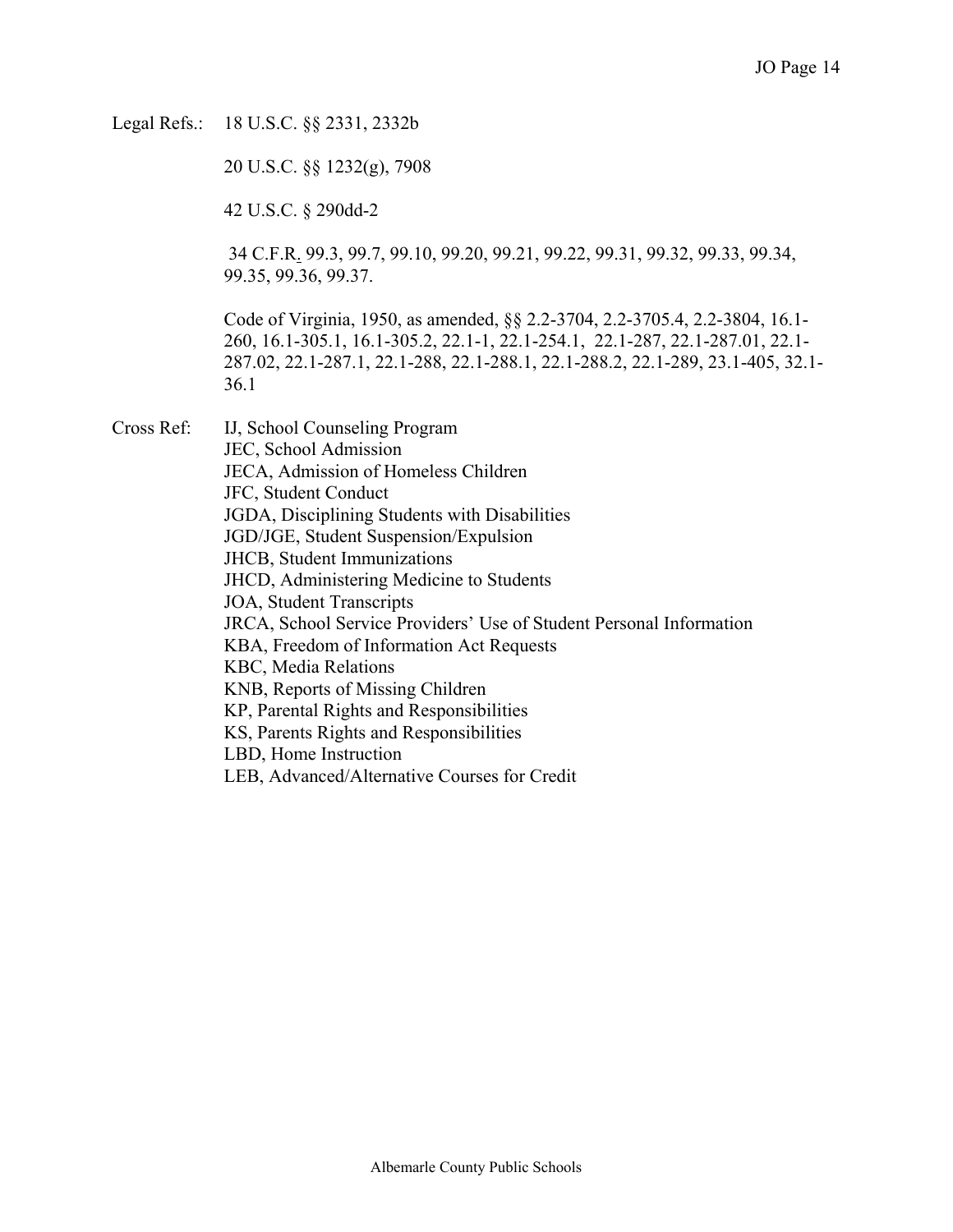Legal Refs.: 18 U.S.C. §§ 2331, 2332b

20 U.S.C. §§ 1232(g), 7908

42 U.S.C. § 290dd-2

34 C.F.R. 99.3, 99.7, 99.10, 99.20, 99.21, 99.22, 99.31, 99.32, 99.33, 99.34, 99.35, 99.36, 99.37.

Code of Virginia, 1950, as amended, §§ 2.2-3704, 2.2-3705.4, 2.2-3804, 16.1-260, 16.1-305.1, 16.1-305.2, 22.1-1, 22.1-254.1, 22.1-287, 22.1-287.01, 22.1-287.02, 22.1-287.1, 22.1-288, 22.1-288.1, 22.1-288.2, 22.1-289, 23.1-405, 32.1-36.1

Cross Ref: IJ, School Counseling Program
JEC, School Admission
JECA, Admission of Homeless Children
JFC, Student Conduct
JGDA, Disciplining Students with Disabilities
JGD/JGE, Student Suspension/Expulsion
JHCB, Student Immunizations
JHCD, Administering Medicine to Students
JOA, Student Transcripts
JRCA, School Service Providers' Use of Student Personal Information
KBA, Freedom of Information Act Requests
KBC, Media Relations
KNB, Reports of Missing Children
KP, Parental Rights and Responsibilities
KS, Parents Rights and Responsibilities
LBD, Home Instruction
LEB, Advanced/Alternative Courses for Credit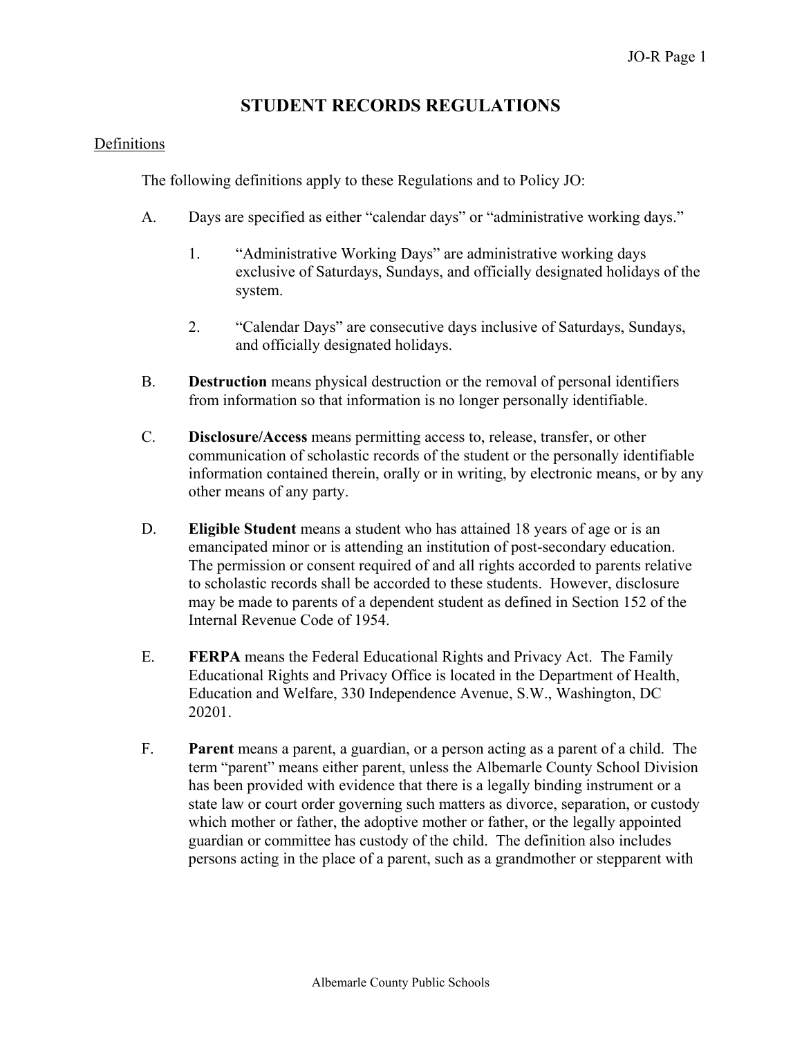# STUDENT RECORDS REGULATIONS

## Definitions

The following definitions apply to these Regulations and to Policy JO:

A. Days are specified as either "calendar days" or "administrative working days."

   1. "Administrative Working Days" are administrative working days exclusive of Saturdays, Sundays, and officially designated holidays of the system.

   2. "Calendar Days" are consecutive days inclusive of Saturdays, Sundays, and officially designated holidays.

B. **Destruction** means physical destruction or the removal of personal identifiers from information so that information is no longer personally identifiable.

C. **Disclosure/Access** means permitting access to, release, transfer, or other communication of scholastic records of the student or the personally identifiable information contained therein, orally or in writing, by electronic means, or by any other means of any party.

D. **Eligible Student** means a student who has attained 18 years of age or is an emancipated minor or is attending an institution of post-secondary education. The permission or consent required of and all rights accorded to parents relative to scholastic records shall be accorded to these students. However, disclosure may be made to parents of a dependent student as defined in Section 152 of the Internal Revenue Code of 1954.

E. **FERPA** means the Federal Educational Rights and Privacy Act. The Family Educational Rights and Privacy Office is located in the Department of Health, Education and Welfare, 330 Independence Avenue, S.W., Washington, DC 20201.

F. **Parent** means a parent, a guardian, or a person acting as a parent of a child. The term "parent" means either parent, unless the Albemarle County School Division has been provided with evidence that there is a legally binding instrument or a state law or court order governing such matters as divorce, separation, or custody which mother or father, the adoptive mother or father, or the legally appointed guardian or committee has custody of the child. The definition also includes persons acting in the place of a parent, such as a grandmother or stepparent with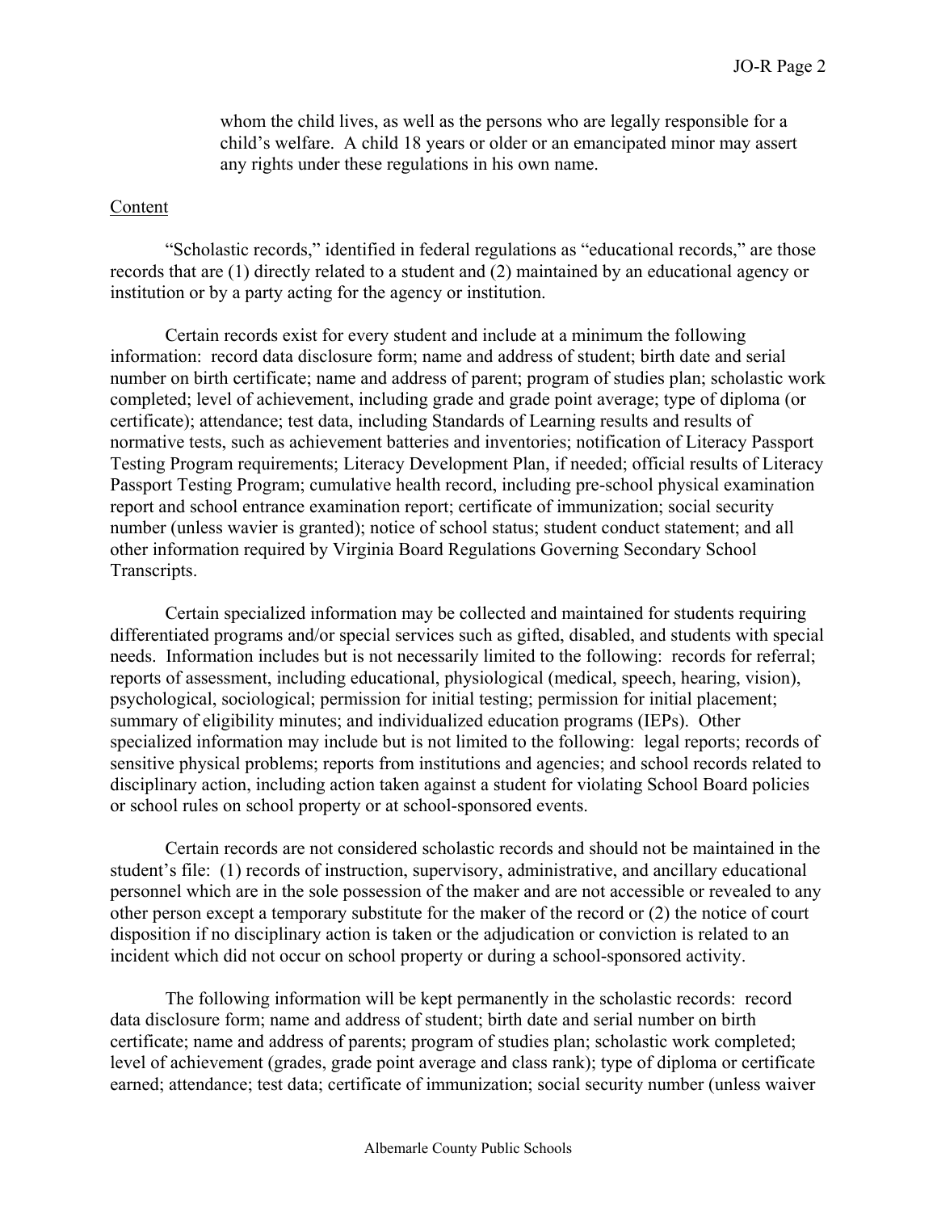whom the child lives, as well as the persons who are legally responsible for a child's welfare. A child 18 years or older or an emancipated minor may assert any rights under these regulations in his own name.

## Content

"Scholastic records," identified in federal regulations as "educational records," are those records that are (1) directly related to a student and (2) maintained by an educational agency or institution or by a party acting for the agency or institution.

Certain records exist for every student and include at a minimum the following information: record data disclosure form; name and address of student; birth date and serial number on birth certificate; name and address of parent; program of studies plan; scholastic work completed; level of achievement, including grade and grade point average; type of diploma (or certificate); attendance; test data, including Standards of Learning results and results of normative tests, such as achievement batteries and inventories; notification of Literacy Passport Testing Program requirements; Literacy Development Plan, if needed; official results of Literacy Passport Testing Program; cumulative health record, including pre-school physical examination report and school entrance examination report; certificate of immunization; social security number (unless wavier is granted); notice of school status; student conduct statement; and all other information required by Virginia Board Regulations Governing Secondary School Transcripts.

Certain specialized information may be collected and maintained for students requiring differentiated programs and/or special services such as gifted, disabled, and students with special needs. Information includes but is not necessarily limited to the following: records for referral; reports of assessment, including educational, physiological (medical, speech, hearing, vision), psychological, sociological; permission for initial testing; permission for initial placement; summary of eligibility minutes; and individualized education programs (IEPs). Other specialized information may include but is not limited to the following: legal reports; records of sensitive physical problems; reports from institutions and agencies; and school records related to disciplinary action, including action taken against a student for violating School Board policies or school rules on school property or at school-sponsored events.

Certain records are not considered scholastic records and should not be maintained in the student's file: (1) records of instruction, supervisory, administrative, and ancillary educational personnel which are in the sole possession of the maker and are not accessible or revealed to any other person except a temporary substitute for the maker of the record or (2) the notice of court disposition if no disciplinary action is taken or the adjudication or conviction is related to an incident which did not occur on school property or during a school-sponsored activity.

The following information will be kept permanently in the scholastic records: record data disclosure form; name and address of student; birth date and serial number on birth certificate; name and address of parents; program of studies plan; scholastic work completed; level of achievement (grades, grade point average and class rank); type of diploma or certificate earned; attendance; test data; certificate of immunization; social security number (unless waiver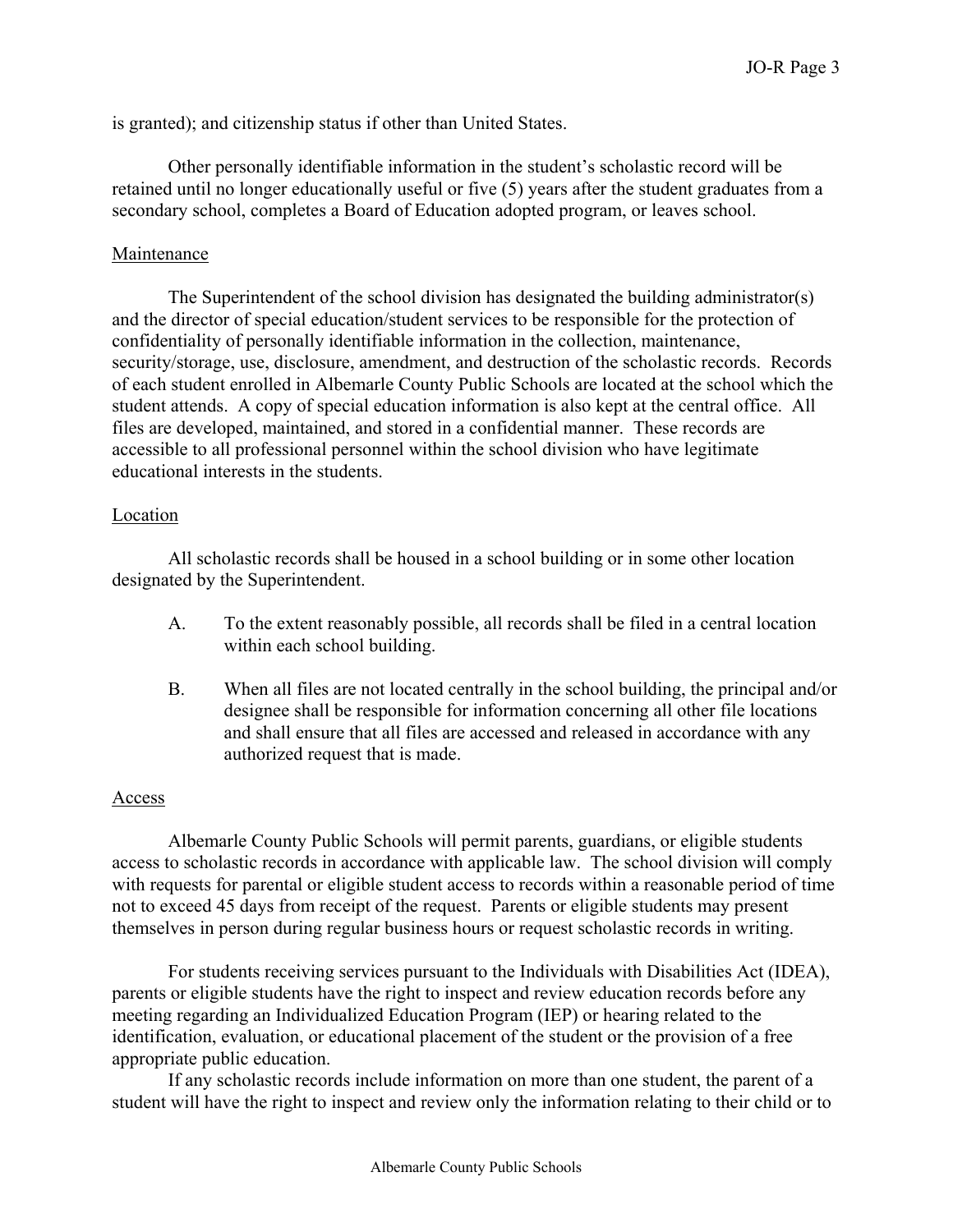is granted); and citizenship status if other than United States.

Other personally identifiable information in the student's scholastic record will be retained until no longer educationally useful or five (5) years after the student graduates from a secondary school, completes a Board of Education adopted program, or leaves school.

## Maintenance

The Superintendent of the school division has designated the building administrator(s) and the director of special education/student services to be responsible for the protection of confidentiality of personally identifiable information in the collection, maintenance, security/storage, use, disclosure, amendment, and destruction of the scholastic records. Records of each student enrolled in Albemarle County Public Schools are located at the school which the student attends. A copy of special education information is also kept at the central office. All files are developed, maintained, and stored in a confidential manner. These records are accessible to all professional personnel within the school division who have legitimate educational interests in the students.

## Location

All scholastic records shall be housed in a school building or in some other location designated by the Superintendent.

A. To the extent reasonably possible, all records shall be filed in a central location within each school building.

B. When all files are not located centrally in the school building, the principal and/or designee shall be responsible for information concerning all other file locations and shall ensure that all files are accessed and released in accordance with any authorized request that is made.

## Access

Albemarle County Public Schools will permit parents, guardians, or eligible students access to scholastic records in accordance with applicable law. The school division will comply with requests for parental or eligible student access to records within a reasonable period of time not to exceed 45 days from receipt of the request. Parents or eligible students may present themselves in person during regular business hours or request scholastic records in writing.

For students receiving services pursuant to the Individuals with Disabilities Act (IDEA), parents or eligible students have the right to inspect and review education records before any meeting regarding an Individualized Education Program (IEP) or hearing related to the identification, evaluation, or educational placement of the student or the provision of a free appropriate public education.

If any scholastic records include information on more than one student, the parent of a student will have the right to inspect and review only the information relating to their child or to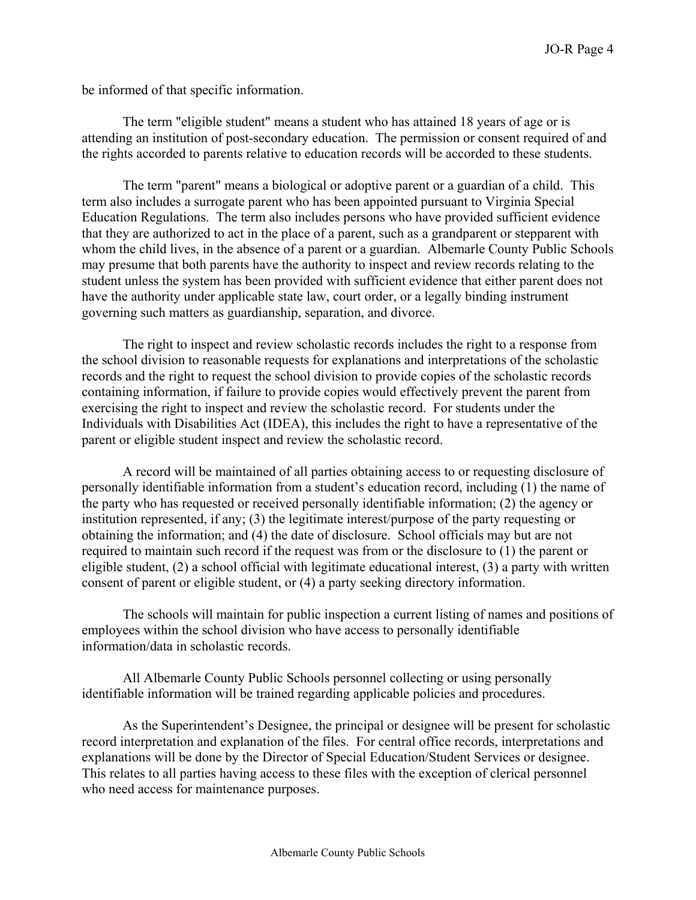be informed of that specific information.

The term "eligible student" means a student who has attained 18 years of age or is attending an institution of post-secondary education. The permission or consent required of and the rights accorded to parents relative to education records will be accorded to these students.

The term "parent" means a biological or adoptive parent or a guardian of a child. This term also includes a surrogate parent who has been appointed pursuant to Virginia Special Education Regulations. The term also includes persons who have provided sufficient evidence that they are authorized to act in the place of a parent, such as a grandparent or stepparent with whom the child lives, in the absence of a parent or a guardian. Albemarle County Public Schools may presume that both parents have the authority to inspect and review records relating to the student unless the system has been provided with sufficient evidence that either parent does not have the authority under applicable state law, court order, or a legally binding instrument governing such matters as guardianship, separation, and divorce.

The right to inspect and review scholastic records includes the right to a response from the school division to reasonable requests for explanations and interpretations of the scholastic records and the right to request the school division to provide copies of the scholastic records containing information, if failure to provide copies would effectively prevent the parent from exercising the right to inspect and review the scholastic record. For students under the Individuals with Disabilities Act (IDEA), this includes the right to have a representative of the parent or eligible student inspect and review the scholastic record.

A record will be maintained of all parties obtaining access to or requesting disclosure of personally identifiable information from a student's education record, including (1) the name of the party who has requested or received personally identifiable information; (2) the agency or institution represented, if any; (3) the legitimate interest/purpose of the party requesting or obtaining the information; and (4) the date of disclosure. School officials may but are not required to maintain such record if the request was from or the disclosure to (1) the parent or eligible student, (2) a school official with legitimate educational interest, (3) a party with written consent of parent or eligible student, or (4) a party seeking directory information.

The schools will maintain for public inspection a current listing of names and positions of employees within the school division who have access to personally identifiable information/data in scholastic records.

All Albemarle County Public Schools personnel collecting or using personally identifiable information will be trained regarding applicable policies and procedures.

As the Superintendent's Designee, the principal or designee will be present for scholastic record interpretation and explanation of the files. For central office records, interpretations and explanations will be done by the Director of Special Education/Student Services or designee. This relates to all parties having access to these files with the exception of clerical personnel who need access for maintenance purposes.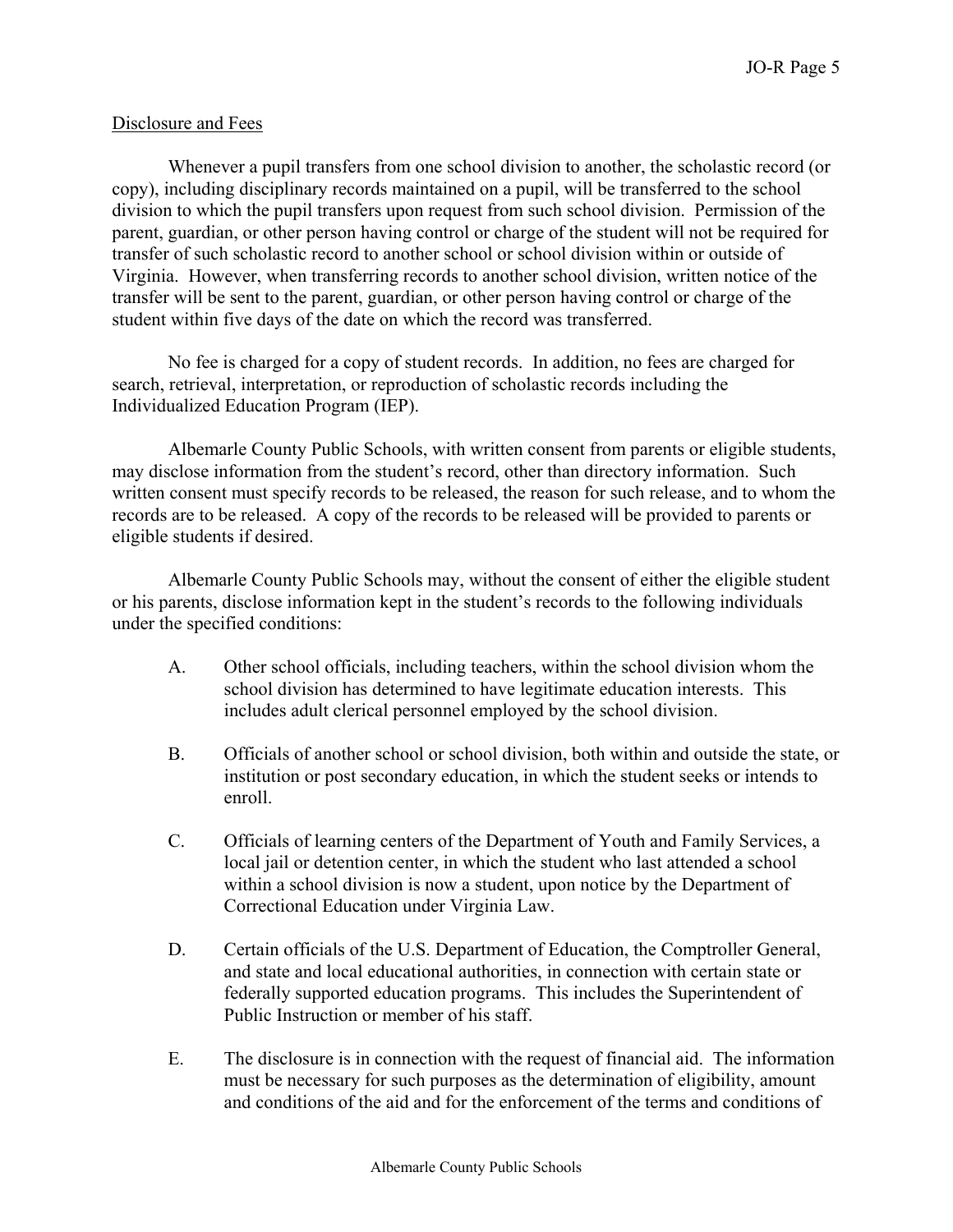Disclosure and Fees

Whenever a pupil transfers from one school division to another, the scholastic record (or copy), including disciplinary records maintained on a pupil, will be transferred to the school division to which the pupil transfers upon request from such school division. Permission of the parent, guardian, or other person having control or charge of the student will not be required for transfer of such scholastic record to another school or school division within or outside of Virginia. However, when transferring records to another school division, written notice of the transfer will be sent to the parent, guardian, or other person having control or charge of the student within five days of the date on which the record was transferred.

No fee is charged for a copy of student records. In addition, no fees are charged for search, retrieval, interpretation, or reproduction of scholastic records including the Individualized Education Program (IEP).

Albemarle County Public Schools, with written consent from parents or eligible students, may disclose information from the student's record, other than directory information. Such written consent must specify records to be released, the reason for such release, and to whom the records are to be released. A copy of the records to be released will be provided to parents or eligible students if desired.

Albemarle County Public Schools may, without the consent of either the eligible student or his parents, disclose information kept in the student's records to the following individuals under the specified conditions:

A. Other school officials, including teachers, within the school division whom the school division has determined to have legitimate education interests. This includes adult clerical personnel employed by the school division.

B. Officials of another school or school division, both within and outside the state, or institution or post secondary education, in which the student seeks or intends to enroll.

C. Officials of learning centers of the Department of Youth and Family Services, a local jail or detention center, in which the student who last attended a school within a school division is now a student, upon notice by the Department of Correctional Education under Virginia Law.

D. Certain officials of the U.S. Department of Education, the Comptroller General, and state and local educational authorities, in connection with certain state or federally supported education programs. This includes the Superintendent of Public Instruction or member of his staff.

E. The disclosure is in connection with the request of financial aid. The information must be necessary for such purposes as the determination of eligibility, amount and conditions of the aid and for the enforcement of the terms and conditions of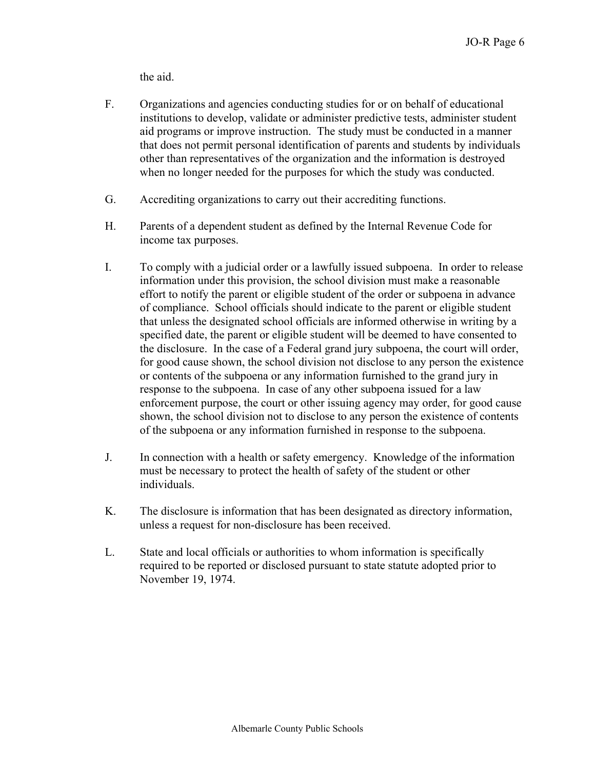the aid.

F. Organizations and agencies conducting studies for or on behalf of educational institutions to develop, validate or administer predictive tests, administer student aid programs or improve instruction. The study must be conducted in a manner that does not permit personal identification of parents and students by individuals other than representatives of the organization and the information is destroyed when no longer needed for the purposes for which the study was conducted.

G. Accrediting organizations to carry out their accrediting functions.

H. Parents of a dependent student as defined by the Internal Revenue Code for income tax purposes.

I. To comply with a judicial order or a lawfully issued subpoena. In order to release information under this provision, the school division must make a reasonable effort to notify the parent or eligible student of the order or subpoena in advance of compliance. School officials should indicate to the parent or eligible student that unless the designated school officials are informed otherwise in writing by a specified date, the parent or eligible student will be deemed to have consented to the disclosure. In the case of a Federal grand jury subpoena, the court will order, for good cause shown, the school division not disclose to any person the existence or contents of the subpoena or any information furnished to the grand jury in response to the subpoena. In case of any other subpoena issued for a law enforcement purpose, the court or other issuing agency may order, for good cause shown, the school division not to disclose to any person the existence of contents of the subpoena or any information furnished in response to the subpoena.

J. In connection with a health or safety emergency. Knowledge of the information must be necessary to protect the health of safety of the student or other individuals.

K. The disclosure is information that has been designated as directory information, unless a request for non-disclosure has been received.

L. State and local officials or authorities to whom information is specifically required to be reported or disclosed pursuant to state statute adopted prior to November 19, 1974.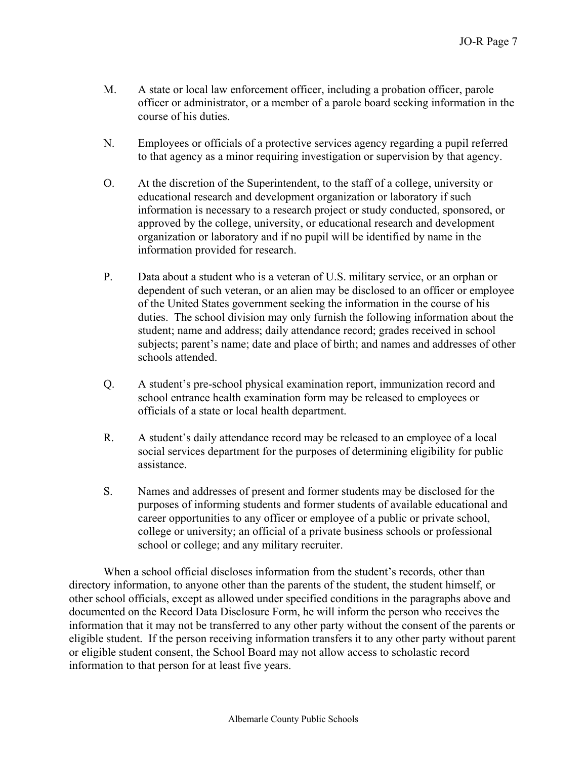M. A state or local law enforcement officer, including a probation officer, parole officer or administrator, or a member of a parole board seeking information in the course of his duties.

N. Employees or officials of a protective services agency regarding a pupil referred to that agency as a minor requiring investigation or supervision by that agency.

O. At the discretion of the Superintendent, to the staff of a college, university or educational research and development organization or laboratory if such information is necessary to a research project or study conducted, sponsored, or approved by the college, university, or educational research and development organization or laboratory and if no pupil will be identified by name in the information provided for research.

P. Data about a student who is a veteran of U.S. military service, or an orphan or dependent of such veteran, or an alien may be disclosed to an officer or employee of the United States government seeking the information in the course of his duties. The school division may only furnish the following information about the student; name and address; daily attendance record; grades received in school subjects; parent's name; date and place of birth; and names and addresses of other schools attended.

Q. A student's pre-school physical examination report, immunization record and school entrance health examination form may be released to employees or officials of a state or local health department.

R. A student's daily attendance record may be released to an employee of a local social services department for the purposes of determining eligibility for public assistance.

S. Names and addresses of present and former students may be disclosed for the purposes of informing students and former students of available educational and career opportunities to any officer or employee of a public or private school, college or university; an official of a private business schools or professional school or college; and any military recruiter.

When a school official discloses information from the student's records, other than directory information, to anyone other than the parents of the student, the student himself, or other school officials, except as allowed under specified conditions in the paragraphs above and documented on the Record Data Disclosure Form, he will inform the person who receives the information that it may not be transferred to any other party without the consent of the parents or eligible student. If the person receiving information transfers it to any other party without parent or eligible student consent, the School Board may not allow access to scholastic record information to that person for at least five years.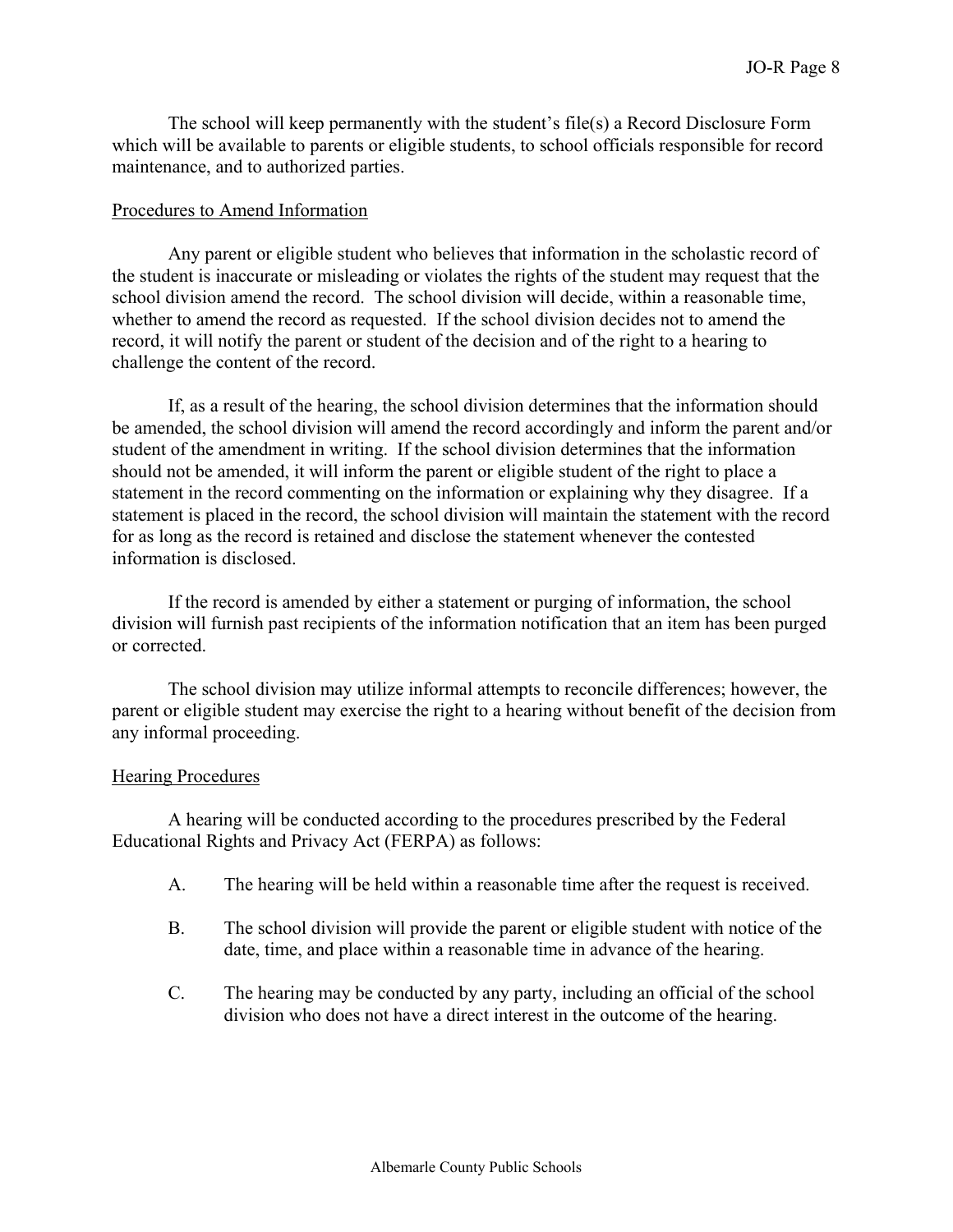The school will keep permanently with the student's file(s) a Record Disclosure Form which will be available to parents or eligible students, to school officials responsible for record maintenance, and to authorized parties.

Procedures to Amend Information

Any parent or eligible student who believes that information in the scholastic record of the student is inaccurate or misleading or violates the rights of the student may request that the school division amend the record. The school division will decide, within a reasonable time, whether to amend the record as requested. If the school division decides not to amend the record, it will notify the parent or student of the decision and of the right to a hearing to challenge the content of the record.

If, as a result of the hearing, the school division determines that the information should be amended, the school division will amend the record accordingly and inform the parent and/or student of the amendment in writing. If the school division determines that the information should not be amended, it will inform the parent or eligible student of the right to place a statement in the record commenting on the information or explaining why they disagree. If a statement is placed in the record, the school division will maintain the statement with the record for as long as the record is retained and disclose the statement whenever the contested information is disclosed.

If the record is amended by either a statement or purging of information, the school division will furnish past recipients of the information notification that an item has been purged or corrected.

The school division may utilize informal attempts to reconcile differences; however, the parent or eligible student may exercise the right to a hearing without benefit of the decision from any informal proceeding.

Hearing Procedures

A hearing will be conducted according to the procedures prescribed by the Federal Educational Rights and Privacy Act (FERPA) as follows:

A. The hearing will be held within a reasonable time after the request is received.

B. The school division will provide the parent or eligible student with notice of the date, time, and place within a reasonable time in advance of the hearing.

C. The hearing may be conducted by any party, including an official of the school division who does not have a direct interest in the outcome of the hearing.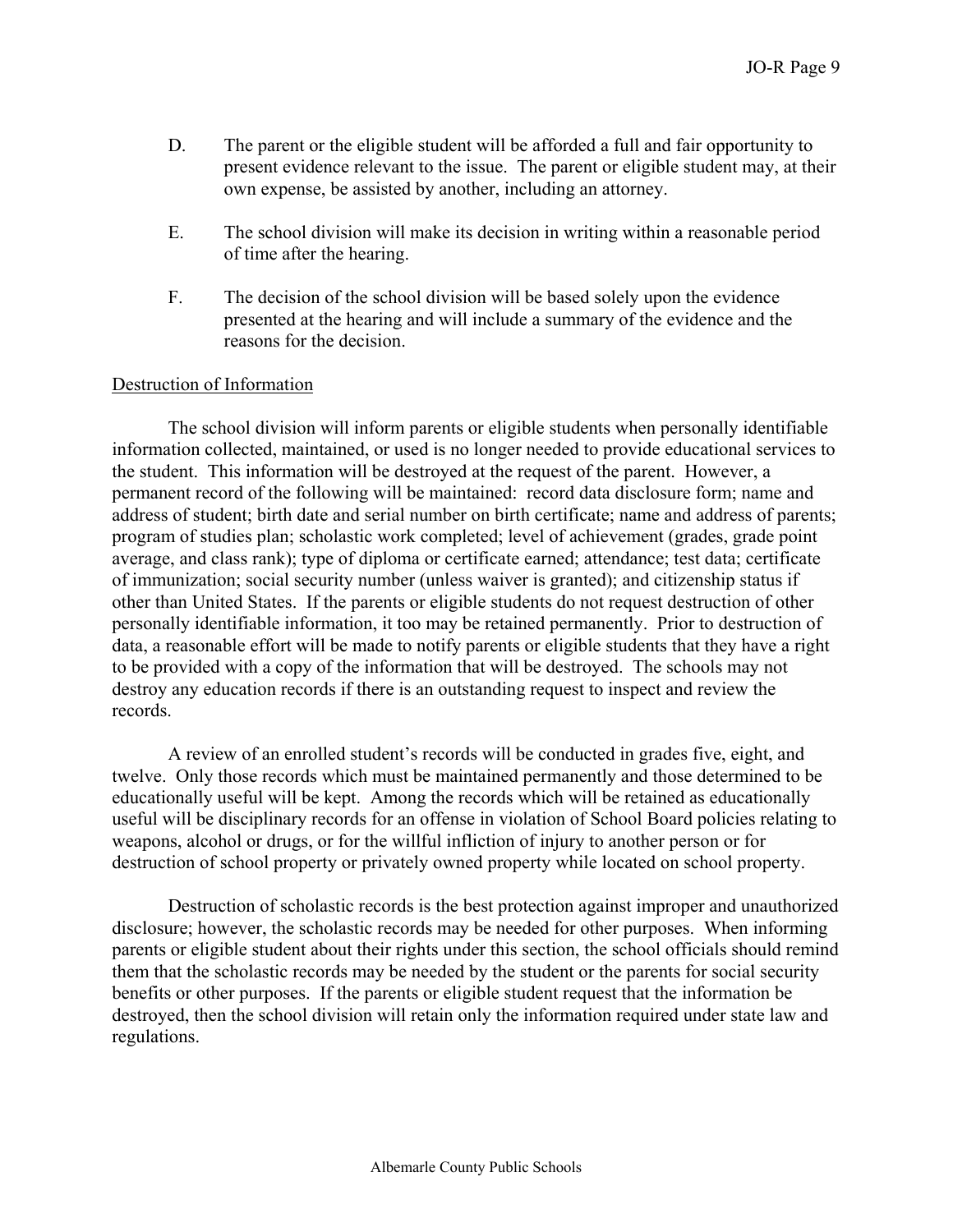D. The parent or the eligible student will be afforded a full and fair opportunity to present evidence relevant to the issue. The parent or eligible student may, at their own expense, be assisted by another, including an attorney.

E. The school division will make its decision in writing within a reasonable period of time after the hearing.

F. The decision of the school division will be based solely upon the evidence presented at the hearing and will include a summary of the evidence and the reasons for the decision.

<u>Destruction of Information</u>

The school division will inform parents or eligible students when personally identifiable information collected, maintained, or used is no longer needed to provide educational services to the student. This information will be destroyed at the request of the parent. However, a permanent record of the following will be maintained: record data disclosure form; name and address of student; birth date and serial number on birth certificate; name and address of parents; program of studies plan; scholastic work completed; level of achievement (grades, grade point average, and class rank); type of diploma or certificate earned; attendance; test data; certificate of immunization; social security number (unless waiver is granted); and citizenship status if other than United States. If the parents or eligible students do not request destruction of other personally identifiable information, it too may be retained permanently. Prior to destruction of data, a reasonable effort will be made to notify parents or eligible students that they have a right to be provided with a copy of the information that will be destroyed. The schools may not destroy any education records if there is an outstanding request to inspect and review the records.

A review of an enrolled student's records will be conducted in grades five, eight, and twelve. Only those records which must be maintained permanently and those determined to be educationally useful will be kept. Among the records which will be retained as educationally useful will be disciplinary records for an offense in violation of School Board policies relating to weapons, alcohol or drugs, or for the willful infliction of injury to another person or for destruction of school property or privately owned property while located on school property.

Destruction of scholastic records is the best protection against improper and unauthorized disclosure; however, the scholastic records may be needed for other purposes. When informing parents or eligible student about their rights under this section, the school officials should remind them that the scholastic records may be needed by the student or the parents for social security benefits or other purposes. If the parents or eligible student request that the information be destroyed, then the school division will retain only the information required under state law and regulations.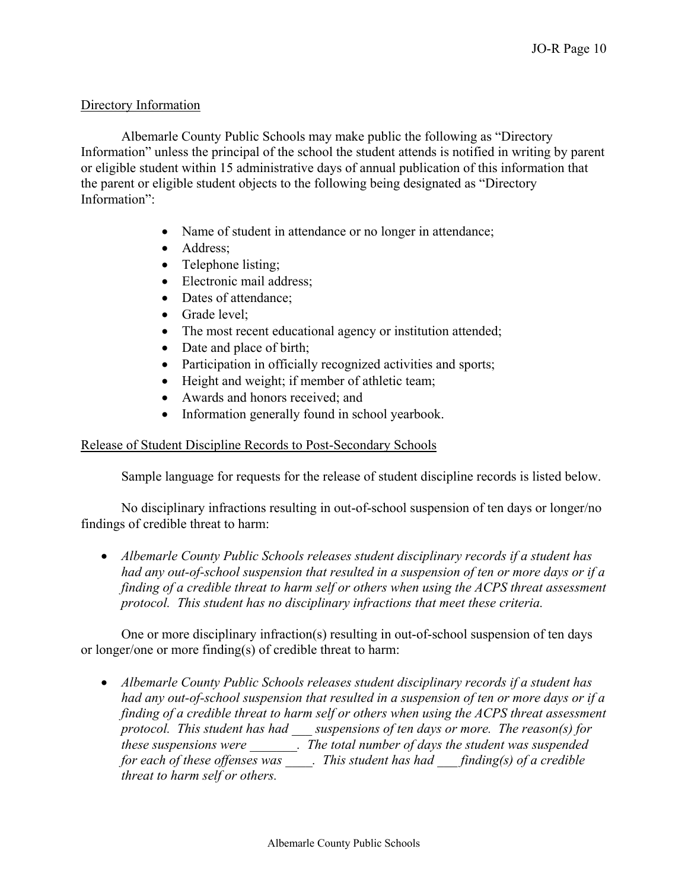## Directory Information

Albemarle County Public Schools may make public the following as "Directory Information" unless the principal of the school the student attends is notified in writing by parent or eligible student within 15 administrative days of annual publication of this information that the parent or eligible student objects to the following being designated as "Directory Information":

- Name of student in attendance or no longer in attendance;
- Address;
- Telephone listing;
- Electronic mail address;
- Dates of attendance;
- Grade level;
- The most recent educational agency or institution attended;
- Date and place of birth;
- Participation in officially recognized activities and sports;
- Height and weight; if member of athletic team;
- Awards and honors received; and
- Information generally found in school yearbook.

## Release of Student Discipline Records to Post-Secondary Schools

Sample language for requests for the release of student discipline records is listed below.

No disciplinary infractions resulting in out-of-school suspension of ten days or longer/no findings of credible threat to harm:

- *Albemarle County Public Schools releases student disciplinary records if a student has had any out-of-school suspension that resulted in a suspension of ten or more days or if a finding of a credible threat to harm self or others when using the ACPS threat assessment protocol. This student has no disciplinary infractions that meet these criteria.*

One or more disciplinary infraction(s) resulting in out-of-school suspension of ten days or longer/one or more finding(s) of credible threat to harm:

- *Albemarle County Public Schools releases student disciplinary records if a student has had any out-of-school suspension that resulted in a suspension of ten or more days or if a finding of a credible threat to harm self or others when using the ACPS threat assessment protocol. This student has had ___ suspensions of ten days or more. The reason(s) for these suspensions were _______. The total number of days the student was suspended for each of these offenses was ____. This student has had ___ finding(s) of a credible threat to harm self or others.*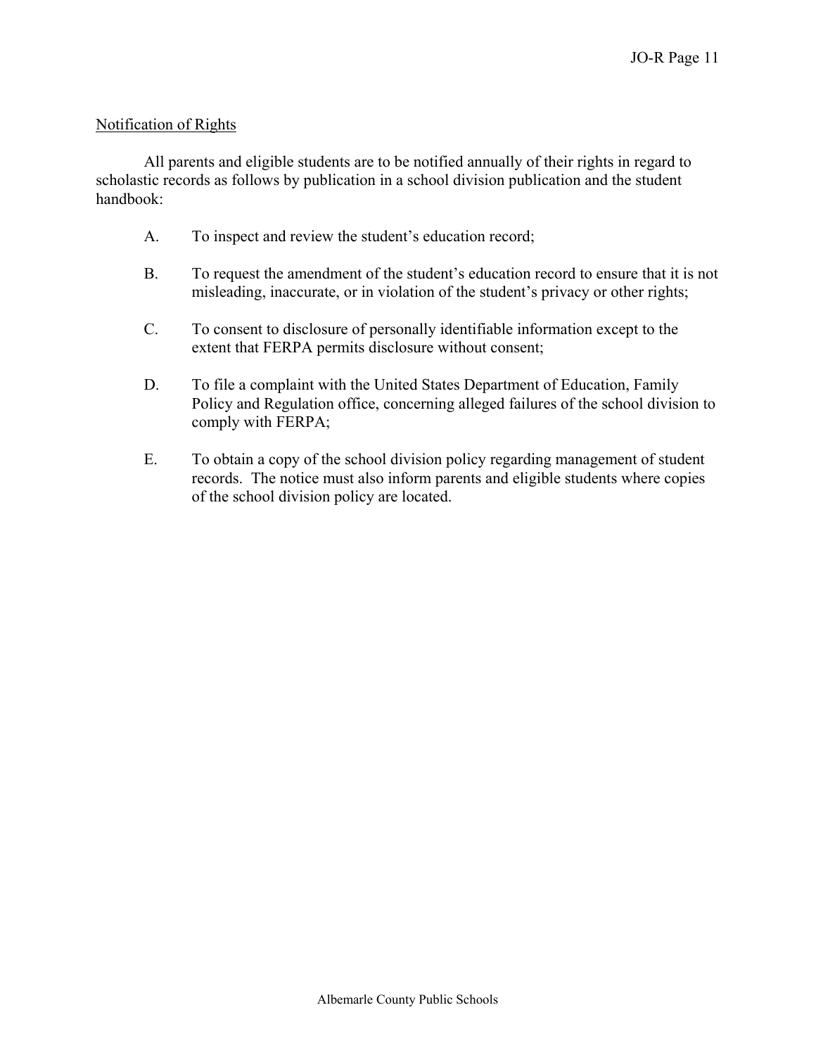Notification of Rights

All parents and eligible students are to be notified annually of their rights in regard to scholastic records as follows by publication in a school division publication and the student handbook:

A. To inspect and review the student's education record;

B. To request the amendment of the student's education record to ensure that it is not misleading, inaccurate, or in violation of the student's privacy or other rights;

C. To consent to disclosure of personally identifiable information except to the extent that FERPA permits disclosure without consent;

D. To file a complaint with the United States Department of Education, Family Policy and Regulation office, concerning alleged failures of the school division to comply with FERPA;

E. To obtain a copy of the school division policy regarding management of student records. The notice must also inform parents and eligible students where copies of the school division policy are located.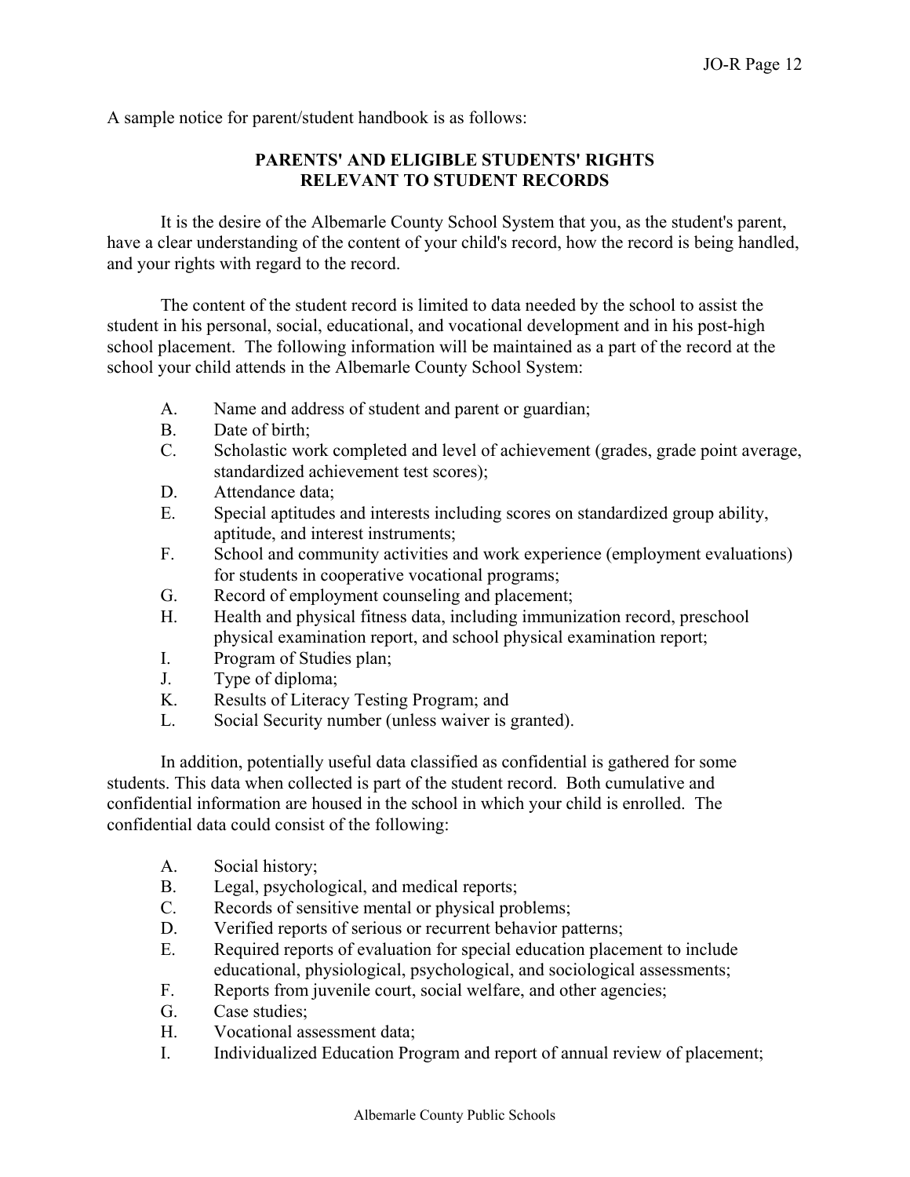A sample notice for parent/student handbook is as follows:

## PARENTS' AND ELIGIBLE STUDENTS' RIGHTS RELEVANT TO STUDENT RECORDS

It is the desire of the Albemarle County School System that you, as the student's parent, have a clear understanding of the content of your child's record, how the record is being handled, and your rights with regard to the record.

The content of the student record is limited to data needed by the school to assist the student in his personal, social, educational, and vocational development and in his post-high school placement. The following information will be maintained as a part of the record at the school your child attends in the Albemarle County School System:

A. Name and address of student and parent or guardian;
B. Date of birth;
C. Scholastic work completed and level of achievement (grades, grade point average, standardized achievement test scores);
D. Attendance data;
E. Special aptitudes and interests including scores on standardized group ability, aptitude, and interest instruments;
F. School and community activities and work experience (employment evaluations) for students in cooperative vocational programs;
G. Record of employment counseling and placement;
H. Health and physical fitness data, including immunization record, preschool physical examination report, and school physical examination report;
I. Program of Studies plan;
J. Type of diploma;
K. Results of Literacy Testing Program; and
L. Social Security number (unless waiver is granted).

In addition, potentially useful data classified as confidential is gathered for some students. This data when collected is part of the student record. Both cumulative and confidential information are housed in the school in which your child is enrolled. The confidential data could consist of the following:

A. Social history;
B. Legal, psychological, and medical reports;
C. Records of sensitive mental or physical problems;
D. Verified reports of serious or recurrent behavior patterns;
E. Required reports of evaluation for special education placement to include educational, physiological, psychological, and sociological assessments;
F. Reports from juvenile court, social welfare, and other agencies;
G. Case studies;
H. Vocational assessment data;
I. Individualized Education Program and report of annual review of placement;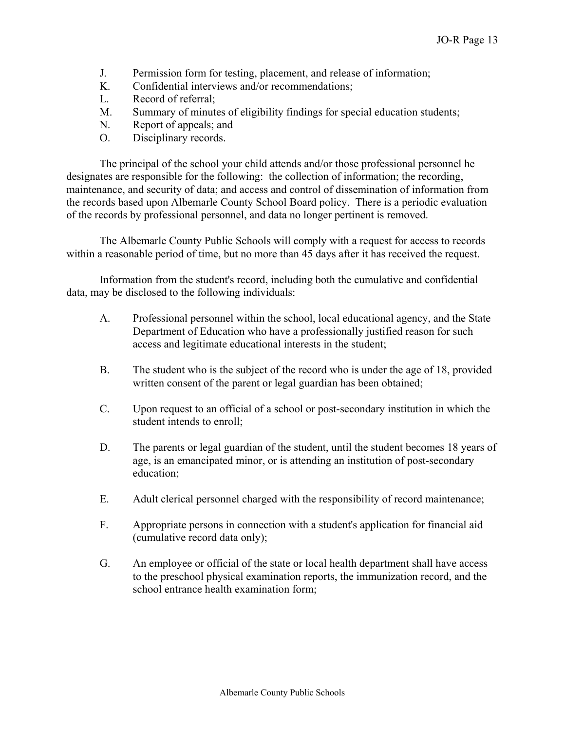J. Permission form for testing, placement, and release of information;
K. Confidential interviews and/or recommendations;
L. Record of referral;
M. Summary of minutes of eligibility findings for special education students;
N. Report of appeals; and
O. Disciplinary records.

The principal of the school your child attends and/or those professional personnel he designates are responsible for the following: the collection of information; the recording, maintenance, and security of data; and access and control of dissemination of information from the records based upon Albemarle County School Board policy. There is a periodic evaluation of the records by professional personnel, and data no longer pertinent is removed.

The Albemarle County Public Schools will comply with a request for access to records within a reasonable period of time, but no more than 45 days after it has received the request.

Information from the student's record, including both the cumulative and confidential data, may be disclosed to the following individuals:

A. Professional personnel within the school, local educational agency, and the State Department of Education who have a professionally justified reason for such access and legitimate educational interests in the student;

B. The student who is the subject of the record who is under the age of 18, provided written consent of the parent or legal guardian has been obtained;

C. Upon request to an official of a school or post-secondary institution in which the student intends to enroll;

D. The parents or legal guardian of the student, until the student becomes 18 years of age, is an emancipated minor, or is attending an institution of post-secondary education;

E. Adult clerical personnel charged with the responsibility of record maintenance;

F. Appropriate persons in connection with a student's application for financial aid (cumulative record data only);

G. An employee or official of the state or local health department shall have access to the preschool physical examination reports, the immunization record, and the school entrance health examination form;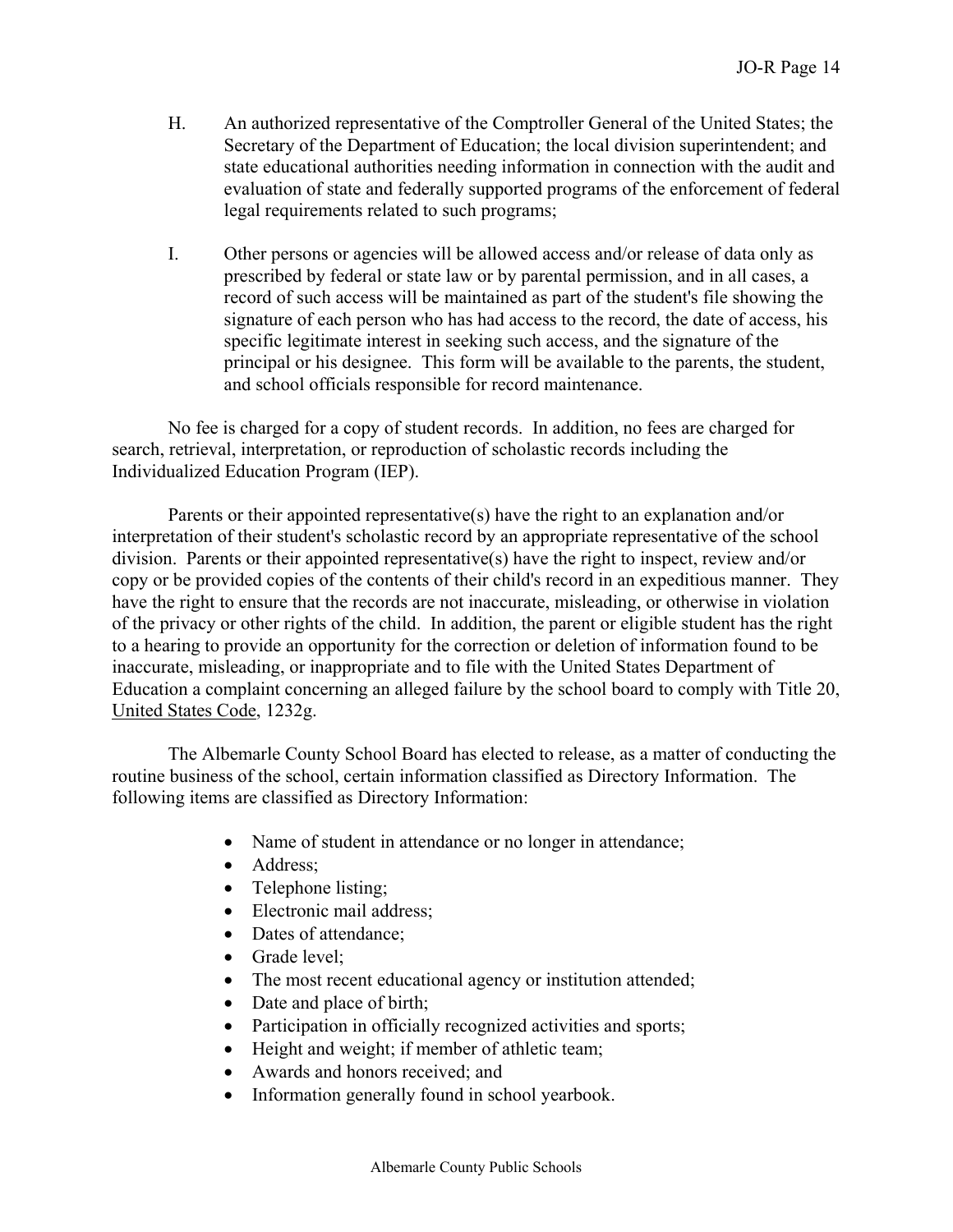H. An authorized representative of the Comptroller General of the United States; the Secretary of the Department of Education; the local division superintendent; and state educational authorities needing information in connection with the audit and evaluation of state and federally supported programs of the enforcement of federal legal requirements related to such programs;

I. Other persons or agencies will be allowed access and/or release of data only as prescribed by federal or state law or by parental permission, and in all cases, a record of such access will be maintained as part of the student's file showing the signature of each person who has had access to the record, the date of access, his specific legitimate interest in seeking such access, and the signature of the principal or his designee. This form will be available to the parents, the student, and school officials responsible for record maintenance.

No fee is charged for a copy of student records. In addition, no fees are charged for search, retrieval, interpretation, or reproduction of scholastic records including the Individualized Education Program (IEP).

Parents or their appointed representative(s) have the right to an explanation and/or interpretation of their student's scholastic record by an appropriate representative of the school division. Parents or their appointed representative(s) have the right to inspect, review and/or copy or be provided copies of the contents of their child's record in an expeditious manner. They have the right to ensure that the records are not inaccurate, misleading, or otherwise in violation of the privacy or other rights of the child. In addition, the parent or eligible student has the right to a hearing to provide an opportunity for the correction or deletion of information found to be inaccurate, misleading, or inappropriate and to file with the United States Department of Education a complaint concerning an alleged failure by the school board to comply with Title 20, <u>United States Code</u>, 1232g.

The Albemarle County School Board has elected to release, as a matter of conducting the routine business of the school, certain information classified as Directory Information. The following items are classified as Directory Information:

- Name of student in attendance or no longer in attendance;
- Address;
- Telephone listing;
- Electronic mail address;
- Dates of attendance;
- Grade level;
- The most recent educational agency or institution attended;
- Date and place of birth;
- Participation in officially recognized activities and sports;
- Height and weight; if member of athletic team;
- Awards and honors received; and
- Information generally found in school yearbook.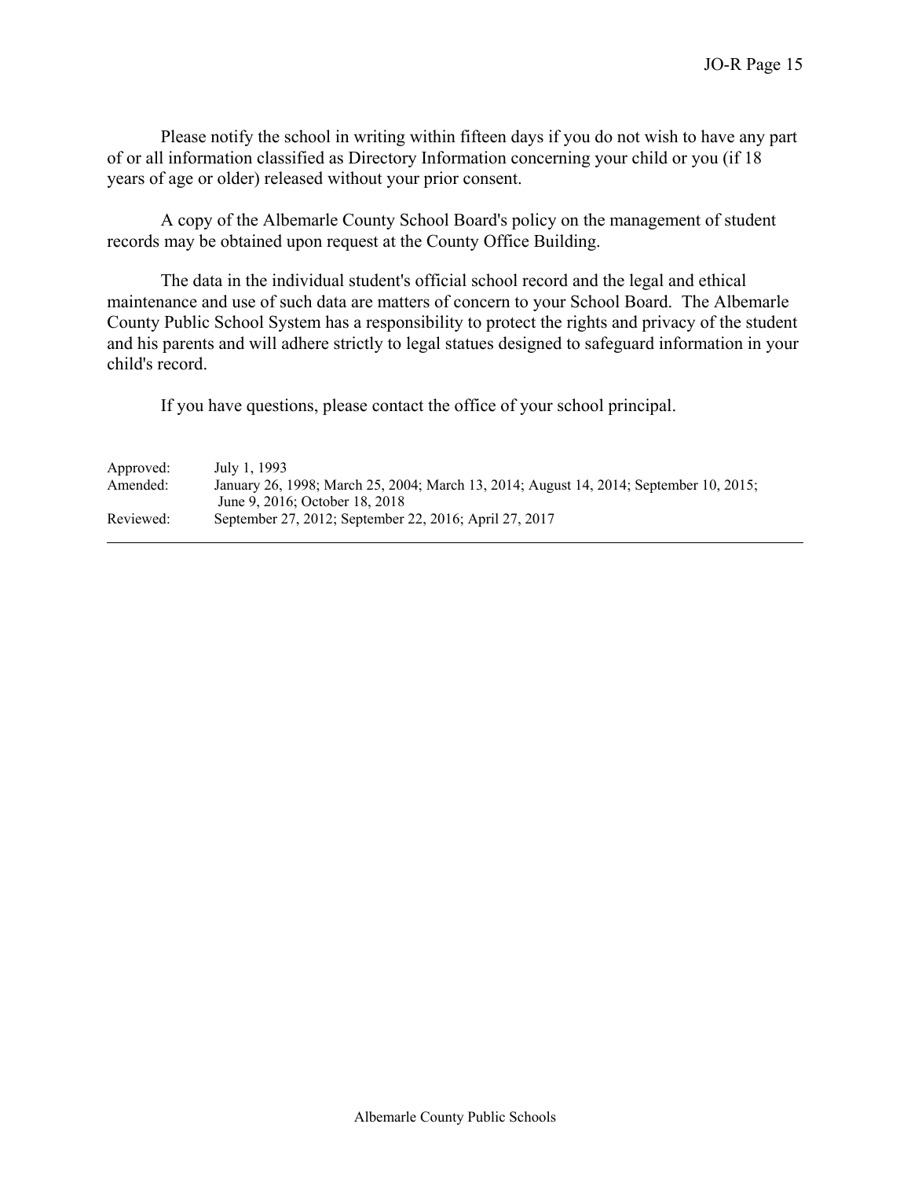Please notify the school in writing within fifteen days if you do not wish to have any part of or all information classified as Directory Information concerning your child or you (if 18 years of age or older) released without your prior consent.

A copy of the Albemarle County School Board's policy on the management of student records may be obtained upon request at the County Office Building.

The data in the individual student's official school record and the legal and ethical maintenance and use of such data are matters of concern to your School Board. The Albemarle County Public School System has a responsibility to protect the rights and privacy of the student and his parents and will adhere strictly to legal statues designed to safeguard information in your child's record.

If you have questions, please contact the office of your school principal.

| | |
|---|---|
| Approved: | July 1, 1993 |
| Amended: | January 26, 1998; March 25, 2004; March 13, 2014; August 14, 2014; September 10, 2015; June 9, 2016; October 18, 2018 |
| Reviewed: | September 27, 2012; September 22, 2016; April 27, 2017 |